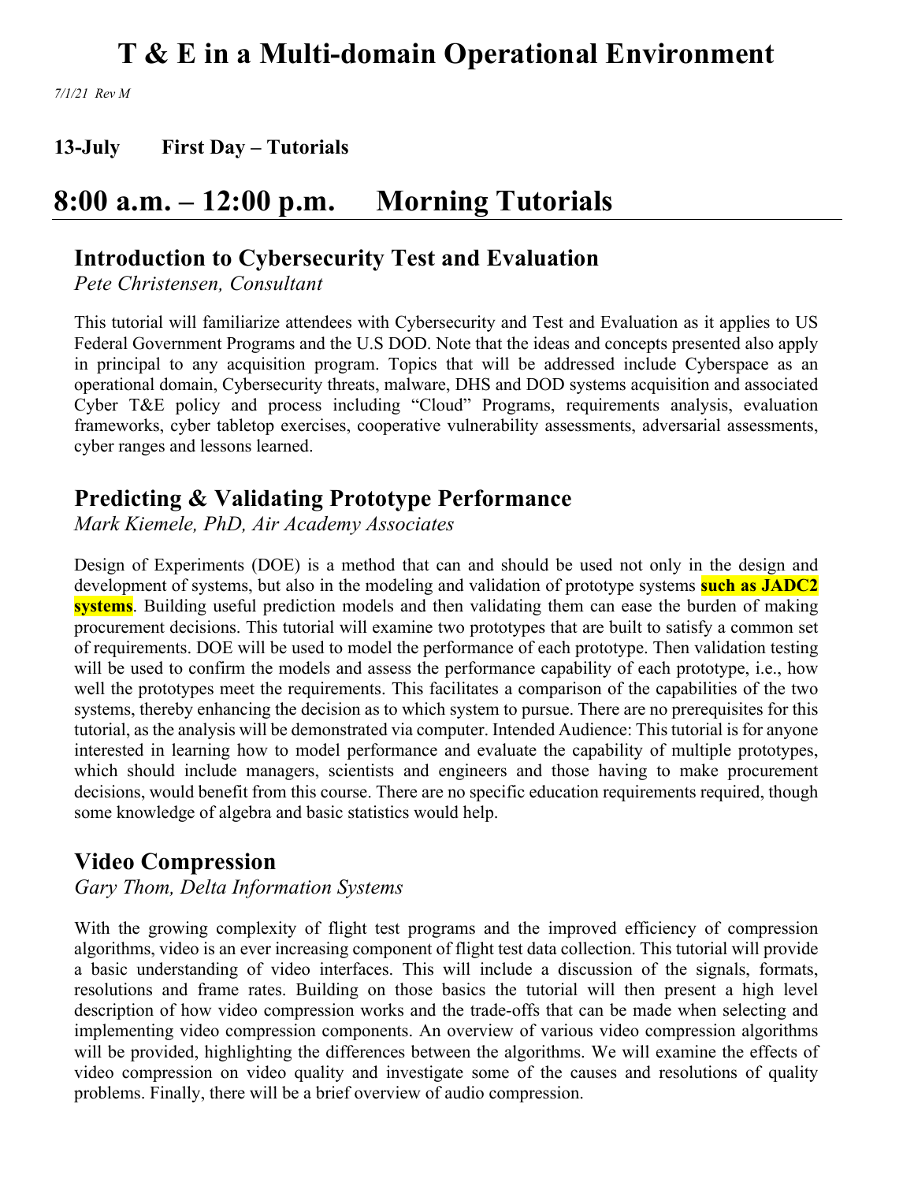# T & E in a Multi-domain Operational Environment

*7/1/21 Rev M*

**13-July First Day – Tutorials**

## 8:00 a.m. – 12:00 p.m. Morning Tutorials

### Introduction to Cybersecurity Test and Evaluation

*Pete Christensen, Consultant*

This tutorial will familiarize attendees with Cybersecurity and Test and Evaluation as it applies to US Federal Government Programs and the U.S DOD. Note that the ideas and concepts presented also apply in principal to any acquisition program. Topics that will be addressed include Cyberspace as an operational domain, Cybersecurity threats, malware, DHS and DOD systems acquisition and associated Cyber T&E policy and process including "Cloud" Programs, requirements analysis, evaluation frameworks, cyber tabletop exercises, cooperative vulnerability assessments, adversarial assessments, cyber ranges and lessons learned.

### Predicting & Validating Prototype Performance

*Mark Kiemele, PhD, Air Academy Associates*

Design of Experiments (DOE) is a method that can and should be used not only in the design and development of systems, but also in the modeling and validation of prototype systems **such as JADC2 systems**. Building useful prediction models and then validating them can ease the burden of making procurement decisions. This tutorial will examine two prototypes that are built to satisfy a common set of requirements. DOE will be used to model the performance of each prototype. Then validation testing will be used to confirm the models and assess the performance capability of each prototype, i.e., how well the prototypes meet the requirements. This facilitates a comparison of the capabilities of the two systems, thereby enhancing the decision as to which system to pursue. There are no prerequisites for this tutorial, as the analysis will be demonstrated via computer. Intended Audience: This tutorial is for anyone interested in learning how to model performance and evaluate the capability of multiple prototypes, which should include managers, scientists and engineers and those having to make procurement decisions, would benefit from this course. There are no specific education requirements required, though some knowledge of algebra and basic statistics would help.

### Video Compression

*Gary Thom, Delta Information Systems*

With the growing complexity of flight test programs and the improved efficiency of compression algorithms, video is an ever increasing component of flight test data collection. This tutorial will provide a basic understanding of video interfaces. This will include a discussion of the signals, formats, resolutions and frame rates. Building on those basics the tutorial will then present a high level description of how video compression works and the trade-offs that can be made when selecting and implementing video compression components. An overview of various video compression algorithms will be provided, highlighting the differences between the algorithms. We will examine the effects of video compression on video quality and investigate some of the causes and resolutions of quality problems. Finally, there will be a brief overview of audio compression.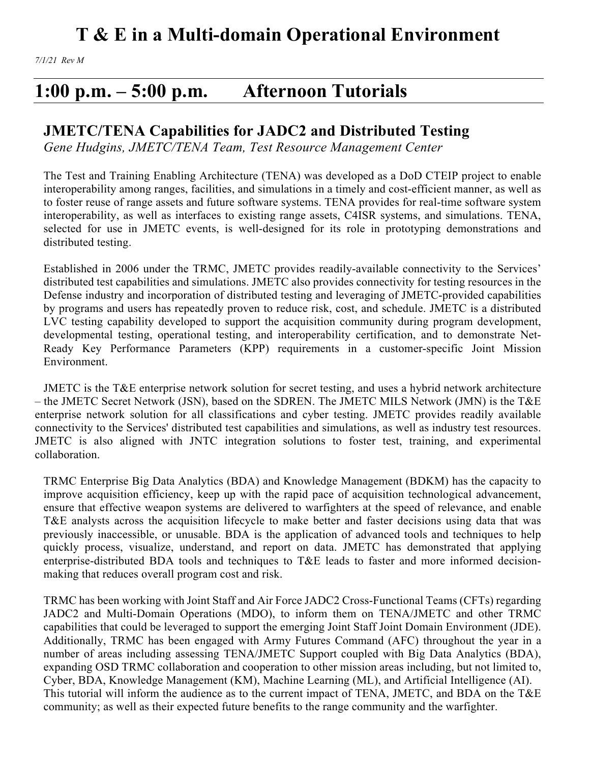# T & E in a Multi-domain Operational Environment

*7/1/21 Rev M*

## 1:00 p.m. – 5:00 p.m. Afternoon Tutorials

### JMETC/TENA Capabilities for JADC2 and Distributed Testing

*Gene Hudgins, JMETC/TENA Team, Test Resource Management Center*

The Test and Training Enabling Architecture (TENA) was developed as a DoD CTEIP project to enable interoperability among ranges, facilities, and simulations in a timely and cost-efficient manner, as well as to foster reuse of range assets and future software systems. TENA provides for real-time software system interoperability, as well as interfaces to existing range assets, C4ISR systems, and simulations. TENA, selected for use in JMETC events, is well-designed for its role in prototyping demonstrations and distributed testing.

Established in 2006 under the TRMC, JMETC provides readily-available connectivity to the Services' distributed test capabilities and simulations. JMETC also provides connectivity for testing resources in the Defense industry and incorporation of distributed testing and leveraging of JMETC-provided capabilities by programs and users has repeatedly proven to reduce risk, cost, and schedule. JMETC is a distributed LVC testing capability developed to support the acquisition community during program development, developmental testing, operational testing, and interoperability certification, and to demonstrate Net-Ready Key Performance Parameters (KPP) requirements in a customer-specific Joint Mission Environment.

JMETC is the T&E enterprise network solution for secret testing, and uses a hybrid network architecture – the JMETC Secret Network (JSN), based on the SDREN. The JMETC MILS Network (JMN) is the T&E enterprise network solution for all classifications and cyber testing. JMETC provides readily available connectivity to the Services' distributed test capabilities and simulations, as well as industry test resources. JMETC is also aligned with JNTC integration solutions to foster test, training, and experimental collaboration.

TRMC Enterprise Big Data Analytics (BDA) and Knowledge Management (BDKM) has the capacity to improve acquisition efficiency, keep up with the rapid pace of acquisition technological advancement, ensure that effective weapon systems are delivered to warfighters at the speed of relevance, and enable T&E analysts across the acquisition lifecycle to make better and faster decisions using data that was previously inaccessible, or unusable. BDA is the application of advanced tools and techniques to help quickly process, visualize, understand, and report on data. JMETC has demonstrated that applying enterprise-distributed BDA tools and techniques to T&E leads to faster and more informed decision-making that reduces overall program cost and risk.

TRMC has been working with Joint Staff and Air Force JADC2 Cross-Functional Teams (CFTs) regarding JADC2 and Multi-Domain Operations (MDO), to inform them on TENA/JMETC and other TRMC capabilities that could be leveraged to support the emerging Joint Staff Joint Domain Environment (JDE). Additionally, TRMC has been engaged with Army Futures Command (AFC) throughout the year in a number of areas including assessing TENA/JMETC Support coupled with Big Data Analytics (BDA), expanding OSD TRMC collaboration and cooperation to other mission areas including, but not limited to, Cyber, BDA, Knowledge Management (KM), Machine Learning (ML), and Artificial Intelligence (AI). This tutorial will inform the audience as to the current impact of TENA, JMETC, and BDA on the T&E community; as well as their expected future benefits to the range community and the warfighter.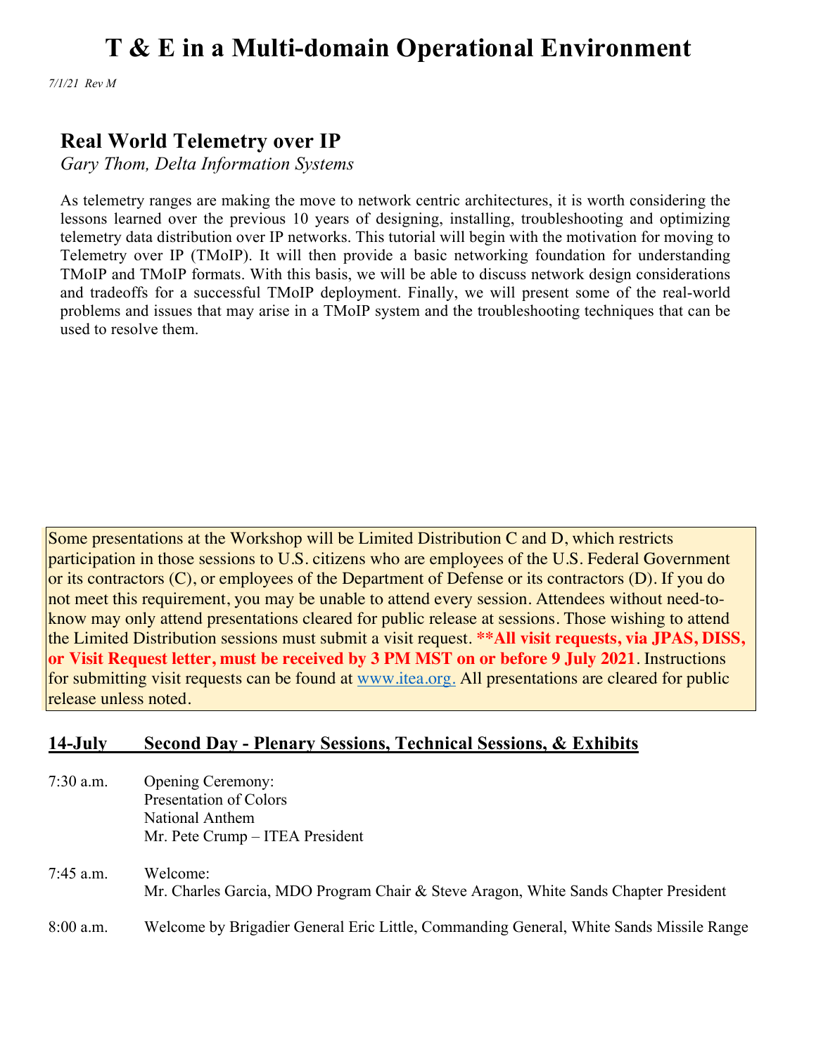# T & E in a Multi-domain Operational Environment

*7/1/21 Rev M*

## Real World Telemetry over IP

*Gary Thom, Delta Information Systems*

As telemetry ranges are making the move to network centric architectures, it is worth considering the lessons learned over the previous 10 years of designing, installing, troubleshooting and optimizing telemetry data distribution over IP networks. This tutorial will begin with the motivation for moving to Telemetry over IP (TMoIP). It will then provide a basic networking foundation for understanding TMoIP and TMoIP formats. With this basis, we will be able to discuss network design considerations and tradeoffs for a successful TMoIP deployment. Finally, we will present some of the real-world problems and issues that may arise in a TMoIP system and the troubleshooting techniques that can be used to resolve them.

Some presentations at the Workshop will be Limited Distribution C and D, which restricts participation in those sessions to U.S. citizens who are employees of the U.S. Federal Government or its contractors (C), or employees of the Department of Defense or its contractors (D). If you do not meet this requirement, you may be unable to attend every session. Attendees without need-to-know may only attend presentations cleared for public release at sessions. Those wishing to attend the Limited Distribution sessions must submit a visit request. **\*\*All visit requests, via JPAS, DISS, or Visit Request letter, must be received by 3 PM MST on or before 9 July 2021**. Instructions for submitting visit requests can be found at www.itea.org. All presentations are cleared for public release unless noted.

## 14-July Second Day - Plenary Sessions, Technical Sessions, & Exhibits

7:30 a.m. Opening Ceremony:
Presentation of Colors
National Anthem
Mr. Pete Crump – ITEA President

7:45 a.m. Welcome:
Mr. Charles Garcia, MDO Program Chair & Steve Aragon, White Sands Chapter President

8:00 a.m. Welcome by Brigadier General Eric Little, Commanding General, White Sands Missile Range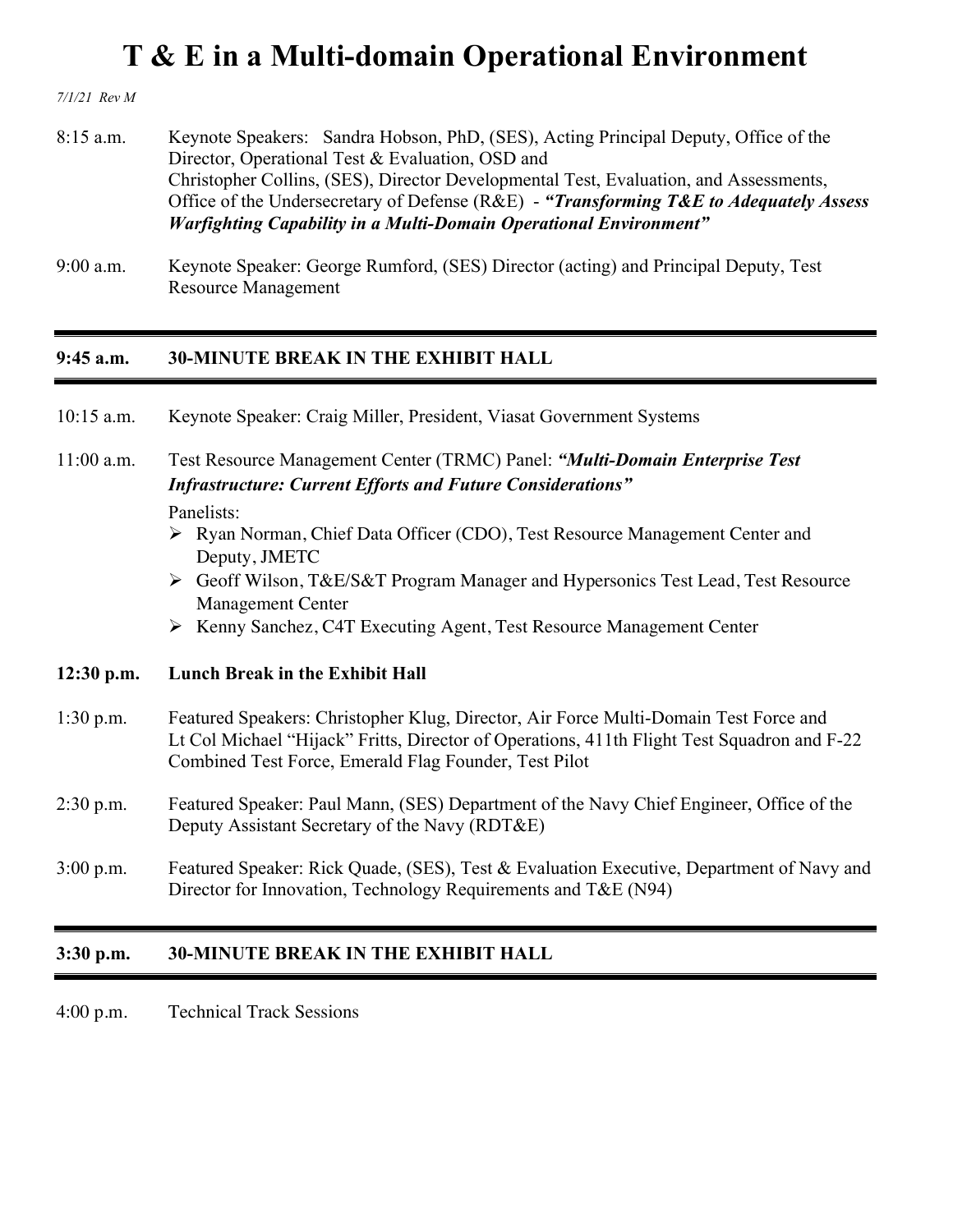# T & E in a Multi-domain Operational Environment

*7/1/21 Rev M*

8:15 a.m. Keynote Speakers: Sandra Hobson, PhD, (SES), Acting Principal Deputy, Office of the Director, Operational Test & Evaluation, OSD and
Christopher Collins, (SES), Director Developmental Test, Evaluation, and Assessments, Office of the Undersecretary of Defense (R&E) - ***"Transforming T&E to Adequately Assess Warfighting Capability in a Multi-Domain Operational Environment"***

9:00 a.m. Keynote Speaker: George Rumford, (SES) Director (acting) and Principal Deputy, Test Resource Management

---

**9:45 a.m. 30-MINUTE BREAK IN THE EXHIBIT HALL**

---

10:15 a.m. Keynote Speaker: Craig Miller, President, Viasat Government Systems

11:00 a.m. Test Resource Management Center (TRMC) Panel: ***"Multi-Domain Enterprise Test Infrastructure: Current Efforts and Future Considerations"***

Panelists:

- Ryan Norman, Chief Data Officer (CDO), Test Resource Management Center and Deputy, JMETC
- Geoff Wilson, T&E/S&T Program Manager and Hypersonics Test Lead, Test Resource Management Center
- Kenny Sanchez, C4T Executing Agent, Test Resource Management Center

**12:30 p.m. Lunch Break in the Exhibit Hall**

1:30 p.m. Featured Speakers: Christopher Klug, Director, Air Force Multi-Domain Test Force and Lt Col Michael "Hijack" Fritts, Director of Operations, 411th Flight Test Squadron and F-22 Combined Test Force, Emerald Flag Founder, Test Pilot

2:30 p.m. Featured Speaker: Paul Mann, (SES) Department of the Navy Chief Engineer, Office of the Deputy Assistant Secretary of the Navy (RDT&E)

3:00 p.m. Featured Speaker: Rick Quade, (SES), Test & Evaluation Executive, Department of Navy and Director for Innovation, Technology Requirements and T&E (N94)

---

**3:30 p.m. 30-MINUTE BREAK IN THE EXHIBIT HALL**

---

4:00 p.m. Technical Track Sessions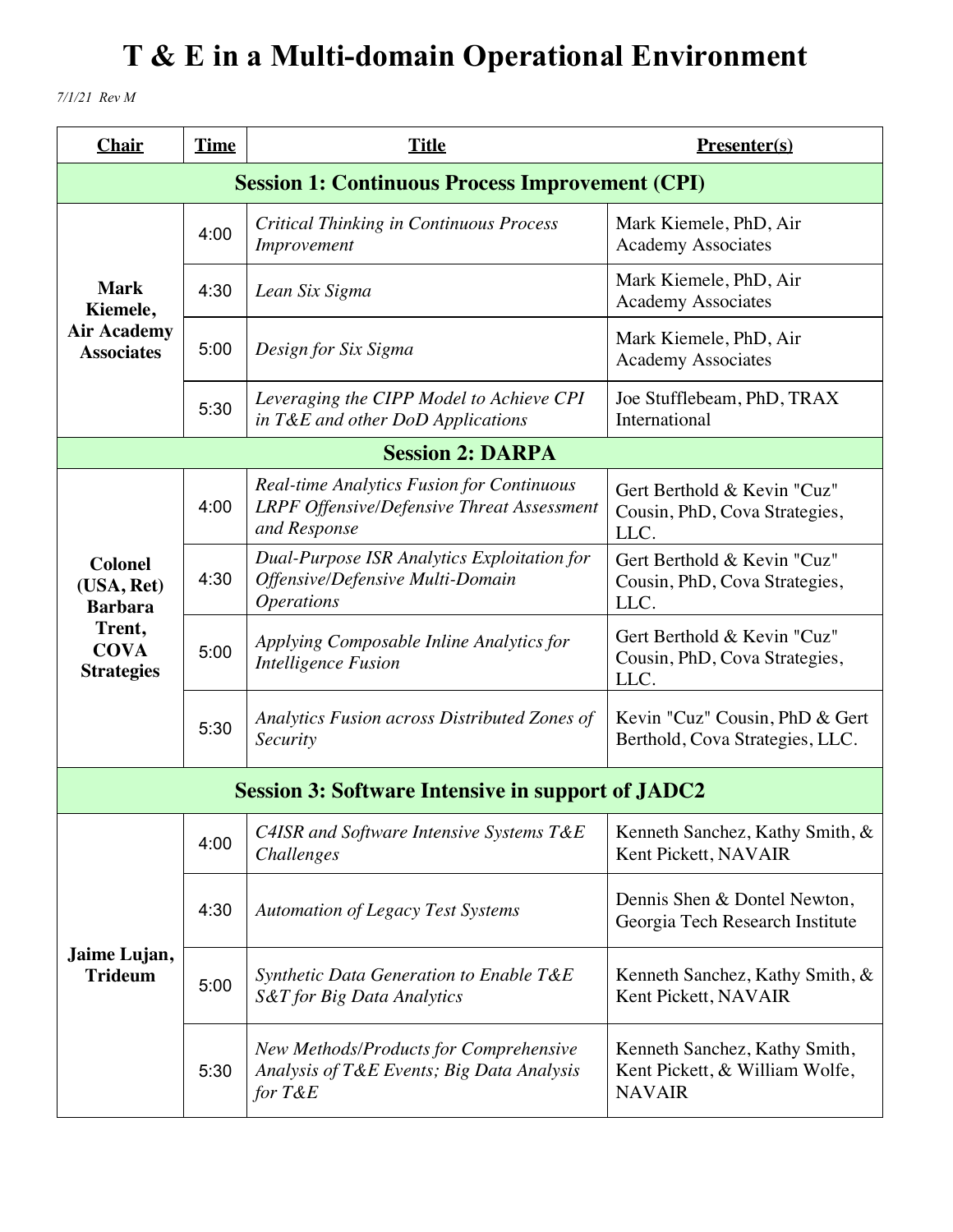# T & E in a Multi-domain Operational Environment

*7/1/21 Rev M*

| Chair | Time | Title | Presenter(s) |
|---|---|---|---|
| **Session 1: Continuous Process Improvement (CPI)** | | | |
| **Mark Kiemele, Air Academy Associates** | 4:00 | *Critical Thinking in Continuous Process Improvement* | Mark Kiemele, PhD, Air Academy Associates |
| | 4:30 | *Lean Six Sigma* | Mark Kiemele, PhD, Air Academy Associates |
| | 5:00 | *Design for Six Sigma* | Mark Kiemele, PhD, Air Academy Associates |
| | 5:30 | *Leveraging the CIPP Model to Achieve CPI in T&E and other DoD Applications* | Joe Stufflebeam, PhD, TRAX International |
| **Session 2: DARPA** | | | |
| **Colonel (USA, Ret) Barbara Trent, COVA Strategies** | 4:00 | *Real-time Analytics Fusion for Continuous LRPF Offensive/Defensive Threat Assessment and Response* | Gert Berthold & Kevin "Cuz" Cousin, PhD, Cova Strategies, LLC. |
| | 4:30 | *Dual-Purpose ISR Analytics Exploitation for Offensive/Defensive Multi-Domain Operations* | Gert Berthold & Kevin "Cuz" Cousin, PhD, Cova Strategies, LLC. |
| | 5:00 | *Applying Composable Inline Analytics for Intelligence Fusion* | Gert Berthold & Kevin "Cuz" Cousin, PhD, Cova Strategies, LLC. |
| | 5:30 | *Analytics Fusion across Distributed Zones of Security* | Kevin "Cuz" Cousin, PhD & Gert Berthold, Cova Strategies, LLC. |
| **Session 3: Software Intensive in support of JADC2** | | | |
| **Jaime Lujan, Trideum** | 4:00 | *C4ISR and Software Intensive Systems T&E Challenges* | Kenneth Sanchez, Kathy Smith, & Kent Pickett, NAVAIR |
| | 4:30 | *Automation of Legacy Test Systems* | Dennis Shen & Dontel Newton, Georgia Tech Research Institute |
| | 5:00 | *Synthetic Data Generation to Enable T&E S&T for Big Data Analytics* | Kenneth Sanchez, Kathy Smith, & Kent Pickett, NAVAIR |
| | 5:30 | *New Methods/Products for Comprehensive Analysis of T&E Events; Big Data Analysis for T&E* | Kenneth Sanchez, Kathy Smith, Kent Pickett, & William Wolfe, NAVAIR |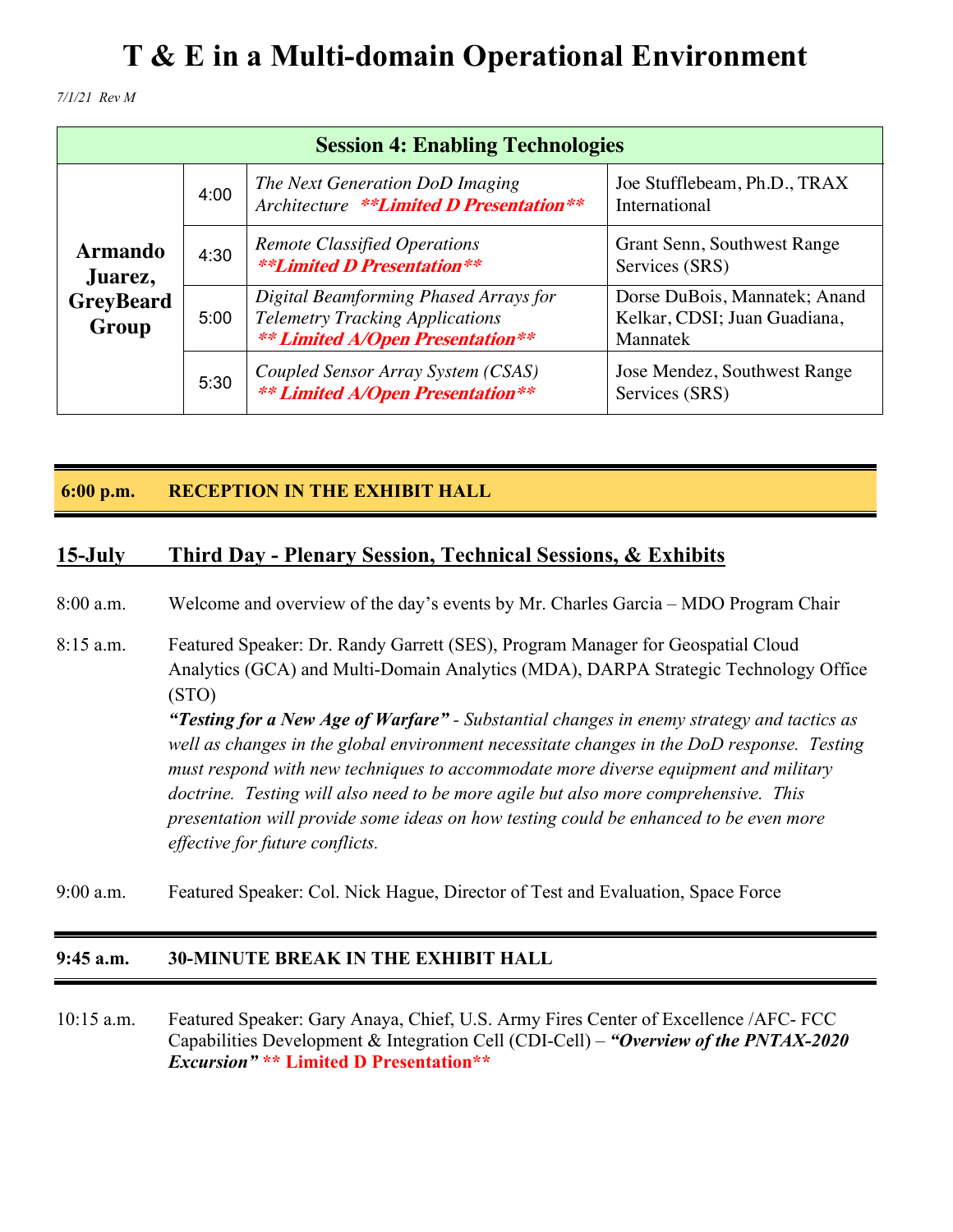# T & E in a Multi-domain Operational Environment

*7/1/21 Rev M*

| Session 4: Enabling Technologies | | | |
|---|---|---|---|
| **Armando Juarez, GreyBeard Group** | 4:00 | *The Next Generation DoD Imaging Architecture* ***\*\*Limited D Presentation\*\**** | Joe Stufflebeam, Ph.D., TRAX International |
| | 4:30 | *Remote Classified Operations* ***\*\*Limited D Presentation\*\**** | Grant Senn, Southwest Range Services (SRS) |
| | 5:00 | *Digital Beamforming Phased Arrays for Telemetry Tracking Applications* ***\*\* Limited A/Open Presentation\*\**** | Dorse DuBois, Mannatek; Anand Kelkar, CDSI; Juan Guadiana, Mannatek |
| | 5:30 | *Coupled Sensor Array System (CSAS)* ***\*\* Limited A/Open Presentation\*\**** | Jose Mendez, Southwest Range Services (SRS) |

**6:00 p.m.   RECEPTION IN THE EXHIBIT HALL**

## 15-July   Third Day - Plenary Session, Technical Sessions, & Exhibits

8:00 a.m.   Welcome and overview of the day's events by Mr. Charles Garcia – MDO Program Chair

8:15 a.m.   Featured Speaker: Dr. Randy Garrett (SES), Program Manager for Geospatial Cloud Analytics (GCA) and Multi-Domain Analytics (MDA), DARPA Strategic Technology Office (STO)
***"Testing for a New Age of Warfare"*** *- Substantial changes in enemy strategy and tactics as well as changes in the global environment necessitate changes in the DoD response. Testing must respond with new techniques to accommodate more diverse equipment and military doctrine. Testing will also need to be more agile but also more comprehensive. This presentation will provide some ideas on how testing could be enhanced to be even more effective for future conflicts.*

9:00 a.m.   Featured Speaker: Col. Nick Hague, Director of Test and Evaluation, Space Force

**9:45 a.m.   30-MINUTE BREAK IN THE EXHIBIT HALL**

10:15 a.m.   Featured Speaker: Gary Anaya, Chief, U.S. Army Fires Center of Excellence /AFC- FCC Capabilities Development & Integration Cell (CDI-Cell) – ***"Overview of the PNTAX-2020 Excursion"*** **\*\* Limited D Presentation\*\***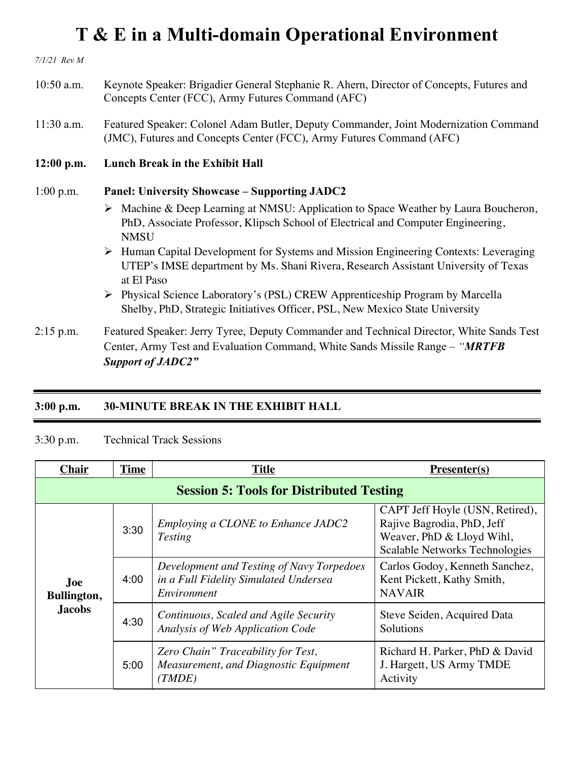# T & E in a Multi-domain Operational Environment

*7/1/21 Rev M*

10:50 a.m. Keynote Speaker: Brigadier General Stephanie R. Ahern, Director of Concepts, Futures and Concepts Center (FCC), Army Futures Command (AFC)

11:30 a.m. Featured Speaker: Colonel Adam Butler, Deputy Commander, Joint Modernization Command (JMC), Futures and Concepts Center (FCC), Army Futures Command (AFC)

**12:00 p.m. Lunch Break in the Exhibit Hall**

1:00 p.m. **Panel: University Showcase – Supporting JADC2**

- Machine & Deep Learning at NMSU: Application to Space Weather by Laura Boucheron, PhD, Associate Professor, Klipsch School of Electrical and Computer Engineering, NMSU
- Human Capital Development for Systems and Mission Engineering Contexts: Leveraging UTEP's IMSE department by Ms. Shani Rivera, Research Assistant University of Texas at El Paso
- Physical Science Laboratory's (PSL) CREW Apprenticeship Program by Marcella Shelby, PhD, Strategic Initiatives Officer, PSL, New Mexico State University

2:15 p.m. Featured Speaker: Jerry Tyree, Deputy Commander and Technical Director, White Sands Test Center, Army Test and Evaluation Command, White Sands Missile Range – ***"MRTFB Support of JADC2"***

---

**3:00 p.m. 30-MINUTE BREAK IN THE EXHIBIT HALL**

---

3:30 p.m. Technical Track Sessions

| Chair | Time | Title | Presenter(s) |
|---|---|---|---|
| **Session 5: Tools for Distributed Testing** | | | |
| **Joe Bullington, Jacobs** | 3:30 | *Employing a CLONE to Enhance JADC2 Testing* | CAPT Jeff Hoyle (USN, Retired), Rajive Bagrodia, PhD, Jeff Weaver, PhD & Lloyd Wihl, Scalable Networks Technologies |
| | 4:00 | *Development and Testing of Navy Torpedoes in a Full Fidelity Simulated Undersea Environment* | Carlos Godoy, Kenneth Sanchez, Kent Pickett, Kathy Smith, NAVAIR |
| | 4:30 | *Continuous, Scaled and Agile Security Analysis of Web Application Code* | Steve Seiden, Acquired Data Solutions |
| | 5:00 | *Zero Chain" Traceability for Test, Measurement, and Diagnostic Equipment (TMDE)* | Richard H. Parker, PhD & David J. Hargett, US Army TMDE Activity |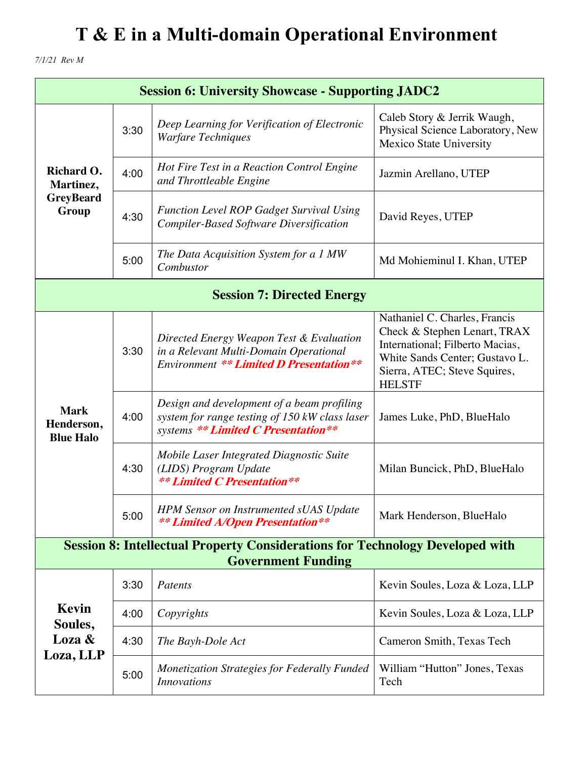# T & E in a Multi-domain Operational Environment

*7/1/21 Rev M*

| Session 6: University Showcase - Supporting JADC2 | | | |
|---|---|---|---|
| **Richard O. Martinez, GreyBeard Group** | 3:30 | *Deep Learning for Verification of Electronic Warfare Techniques* | Caleb Story & Jerrik Waugh, Physical Science Laboratory, New Mexico State University |
| | 4:00 | *Hot Fire Test in a Reaction Control Engine and Throttleable Engine* | Jazmin Arellano, UTEP |
| | 4:30 | *Function Level ROP Gadget Survival Using Compiler-Based Software Diversification* | David Reyes, UTEP |
| | 5:00 | *The Data Acquisition System for a 1 MW Combustor* | Md Mohieminul I. Khan, UTEP |
| **Session 7: Directed Energy** | | | |
| **Mark Henderson, Blue Halo** | 3:30 | *Directed Energy Weapon Test & Evaluation in a Relevant Multi-Domain Operational Environment* ***\*\* Limited D Presentation\*\**** | Nathaniel C. Charles, Francis Check & Stephen Lenart, TRAX International; Filberto Macias, White Sands Center; Gustavo L. Sierra, ATEC; Steve Squires, HELSTF |
| | 4:00 | *Design and development of a beam profiling system for range testing of 150 kW class laser systems* ***\*\* Limited C Presentation\*\**** | James Luke, PhD, BlueHalo |
| | 4:30 | *Mobile Laser Integrated Diagnostic Suite (LIDS) Program Update* ***\*\* Limited C Presentation\*\**** | Milan Buncick, PhD, BlueHalo |
| | 5:00 | *HPM Sensor on Instrumented sUAS Update* ***\*\* Limited A/Open Presentation\*\**** | Mark Henderson, BlueHalo |
| **Session 8: Intellectual Property Considerations for Technology Developed with Government Funding** | | | |
| **Kevin Soules, Loza & Loza, LLP** | 3:30 | *Patents* | Kevin Soules, Loza & Loza, LLP |
| | 4:00 | *Copyrights* | Kevin Soules, Loza & Loza, LLP |
| | 4:30 | *The Bayh-Dole Act* | Cameron Smith, Texas Tech |
| | 5:00 | *Monetization Strategies for Federally Funded Innovations* | William "Hutton" Jones, Texas Tech |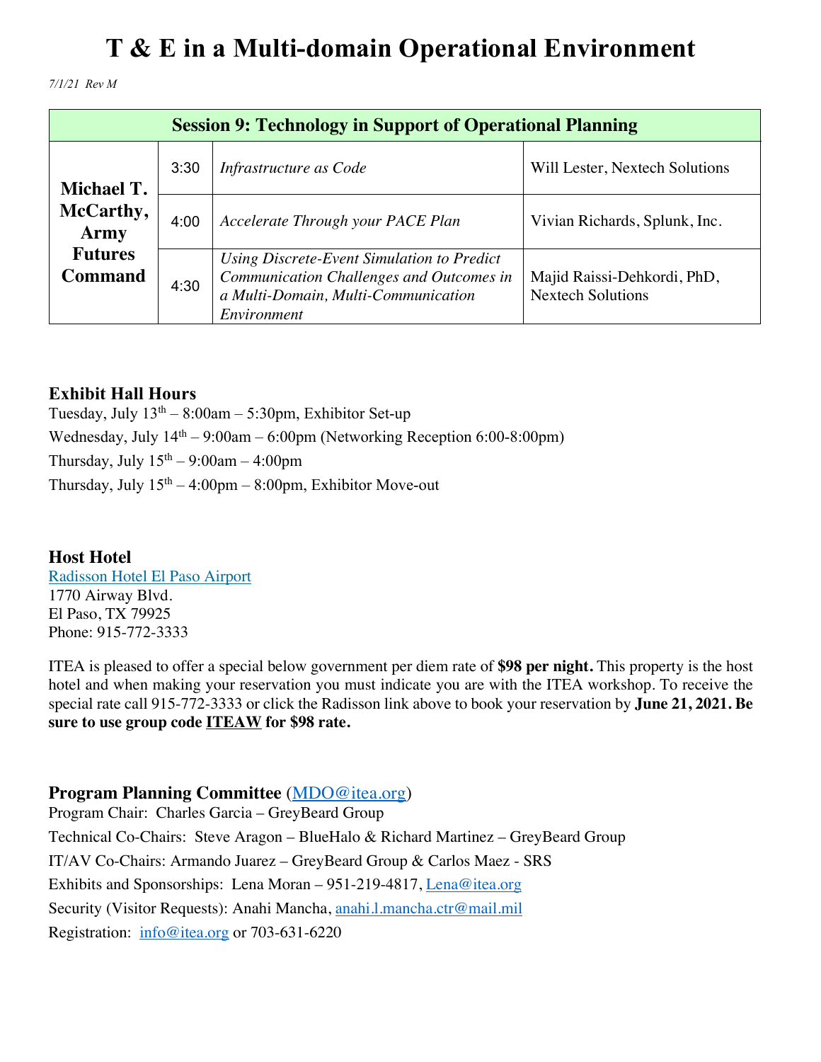# T & E in a Multi-domain Operational Environment

*7/1/21 Rev M*

| Session 9: Technology in Support of Operational Planning | | | |
|---|---|---|---|
| **Michael T. McCarthy, Army Futures Command** | 3:30 | *Infrastructure as Code* | Will Lester, Nextech Solutions |
| | 4:00 | *Accelerate Through your PACE Plan* | Vivian Richards, Splunk, Inc. |
| | 4:30 | *Using Discrete-Event Simulation to Predict Communication Challenges and Outcomes in a Multi-Domain, Multi-Communication Environment* | Majid Raissi-Dehkordi, PhD, Nextech Solutions |

### Exhibit Hall Hours

Tuesday, July 13th – 8:00am – 5:30pm, Exhibitor Set-up

Wednesday, July 14th – 9:00am – 6:00pm (Networking Reception 6:00-8:00pm)

Thursday, July 15th – 9:00am – 4:00pm

Thursday, July 15th – 4:00pm – 8:00pm, Exhibitor Move-out

### Host Hotel

Radisson Hotel El Paso Airport
1770 Airway Blvd.
El Paso, TX 79925
Phone: 915-772-3333

ITEA is pleased to offer a special below government per diem rate of **$98 per night.** This property is the host hotel and when making your reservation you must indicate you are with the ITEA workshop. To receive the special rate call 915-772-3333 or click the Radisson link above to book your reservation by **June 21, 2021. Be sure to use group code ITEAW for $98 rate.**

### Program Planning Committee (MDO@itea.org)

Program Chair: Charles Garcia – GreyBeard Group

Technical Co-Chairs: Steve Aragon – BlueHalo & Richard Martinez – GreyBeard Group

IT/AV Co-Chairs: Armando Juarez – GreyBeard Group & Carlos Maez - SRS

Exhibits and Sponsorships: Lena Moran – 951-219-4817, Lena@itea.org

Security (Visitor Requests): Anahi Mancha, anahi.l.mancha.ctr@mail.mil

Registration: info@itea.org or 703-631-6220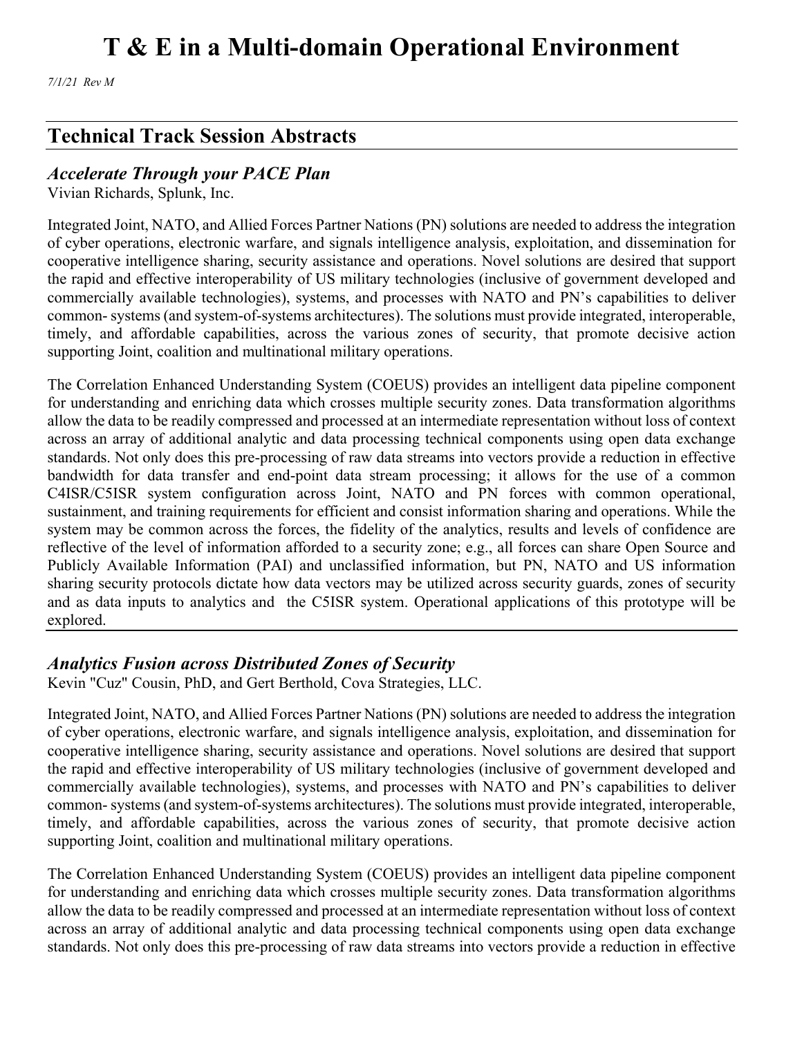# T & E in a Multi-domain Operational Environment

*7/1/21 Rev M*

## Technical Track Session Abstracts

### *Accelerate Through your PACE Plan*

Vivian Richards, Splunk, Inc.

Integrated Joint, NATO, and Allied Forces Partner Nations (PN) solutions are needed to address the integration of cyber operations, electronic warfare, and signals intelligence analysis, exploitation, and dissemination for cooperative intelligence sharing, security assistance and operations. Novel solutions are desired that support the rapid and effective interoperability of US military technologies (inclusive of government developed and commercially available technologies), systems, and processes with NATO and PN's capabilities to deliver common- systems (and system-of-systems architectures). The solutions must provide integrated, interoperable, timely, and affordable capabilities, across the various zones of security, that promote decisive action supporting Joint, coalition and multinational military operations.

The Correlation Enhanced Understanding System (COEUS) provides an intelligent data pipeline component for understanding and enriching data which crosses multiple security zones. Data transformation algorithms allow the data to be readily compressed and processed at an intermediate representation without loss of context across an array of additional analytic and data processing technical components using open data exchange standards. Not only does this pre-processing of raw data streams into vectors provide a reduction in effective bandwidth for data transfer and end-point data stream processing; it allows for the use of a common C4ISR/C5ISR system configuration across Joint, NATO and PN forces with common operational, sustainment, and training requirements for efficient and consist information sharing and operations. While the system may be common across the forces, the fidelity of the analytics, results and levels of confidence are reflective of the level of information afforded to a security zone; e.g., all forces can share Open Source and Publicly Available Information (PAI) and unclassified information, but PN, NATO and US information sharing security protocols dictate how data vectors may be utilized across security guards, zones of security and as data inputs to analytics and the C5ISR system. Operational applications of this prototype will be explored.

### *Analytics Fusion across Distributed Zones of Security*

Kevin "Cuz" Cousin, PhD, and Gert Berthold, Cova Strategies, LLC.

Integrated Joint, NATO, and Allied Forces Partner Nations (PN) solutions are needed to address the integration of cyber operations, electronic warfare, and signals intelligence analysis, exploitation, and dissemination for cooperative intelligence sharing, security assistance and operations. Novel solutions are desired that support the rapid and effective interoperability of US military technologies (inclusive of government developed and commercially available technologies), systems, and processes with NATO and PN's capabilities to deliver common- systems (and system-of-systems architectures). The solutions must provide integrated, interoperable, timely, and affordable capabilities, across the various zones of security, that promote decisive action supporting Joint, coalition and multinational military operations.

The Correlation Enhanced Understanding System (COEUS) provides an intelligent data pipeline component for understanding and enriching data which crosses multiple security zones. Data transformation algorithms allow the data to be readily compressed and processed at an intermediate representation without loss of context across an array of additional analytic and data processing technical components using open data exchange standards. Not only does this pre-processing of raw data streams into vectors provide a reduction in effective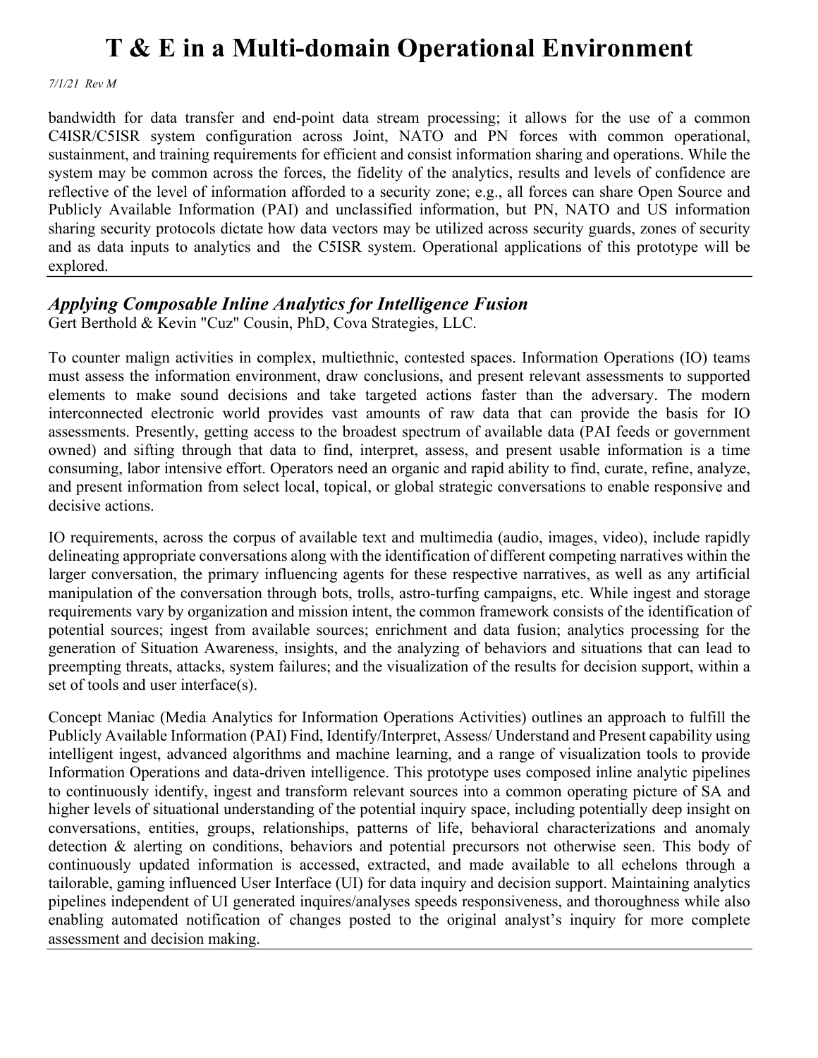bandwidth for data transfer and end-point data stream processing; it allows for the use of a common C4ISR/C5ISR system configuration across Joint, NATO and PN forces with common operational, sustainment, and training requirements for efficient and consist information sharing and operations. While the system may be common across the forces, the fidelity of the analytics, results and levels of confidence are reflective of the level of information afforded to a security zone; e.g., all forces can share Open Source and Publicly Available Information (PAI) and unclassified information, but PN, NATO and US information sharing security protocols dictate how data vectors may be utilized across security guards, zones of security and as data inputs to analytics and the C5ISR system. Operational applications of this prototype will be explored.

---

## *Applying Composable Inline Analytics for Intelligence Fusion*

Gert Berthold & Kevin "Cuz" Cousin, PhD, Cova Strategies, LLC.

To counter malign activities in complex, multiethnic, contested spaces. Information Operations (IO) teams must assess the information environment, draw conclusions, and present relevant assessments to supported elements to make sound decisions and take targeted actions faster than the adversary. The modern interconnected electronic world provides vast amounts of raw data that can provide the basis for IO assessments. Presently, getting access to the broadest spectrum of available data (PAI feeds or government owned) and sifting through that data to find, interpret, assess, and present usable information is a time consuming, labor intensive effort. Operators need an organic and rapid ability to find, curate, refine, analyze, and present information from select local, topical, or global strategic conversations to enable responsive and decisive actions.

IO requirements, across the corpus of available text and multimedia (audio, images, video), include rapidly delineating appropriate conversations along with the identification of different competing narratives within the larger conversation, the primary influencing agents for these respective narratives, as well as any artificial manipulation of the conversation through bots, trolls, astro-turfing campaigns, etc. While ingest and storage requirements vary by organization and mission intent, the common framework consists of the identification of potential sources; ingest from available sources; enrichment and data fusion; analytics processing for the generation of Situation Awareness, insights, and the analyzing of behaviors and situations that can lead to preempting threats, attacks, system failures; and the visualization of the results for decision support, within a set of tools and user interface(s).

Concept Maniac (Media Analytics for Information Operations Activities) outlines an approach to fulfill the Publicly Available Information (PAI) Find, Identify/Interpret, Assess/ Understand and Present capability using intelligent ingest, advanced algorithms and machine learning, and a range of visualization tools to provide Information Operations and data-driven intelligence. This prototype uses composed inline analytic pipelines to continuously identify, ingest and transform relevant sources into a common operating picture of SA and higher levels of situational understanding of the potential inquiry space, including potentially deep insight on conversations, entities, groups, relationships, patterns of life, behavioral characterizations and anomaly detection & alerting on conditions, behaviors and potential precursors not otherwise seen. This body of continuously updated information is accessed, extracted, and made available to all echelons through a tailorable, gaming influenced User Interface (UI) for data inquiry and decision support. Maintaining analytics pipelines independent of UI generated inquires/analyses speeds responsiveness, and thoroughness while also enabling automated notification of changes posted to the original analyst's inquiry for more complete assessment and decision making.

---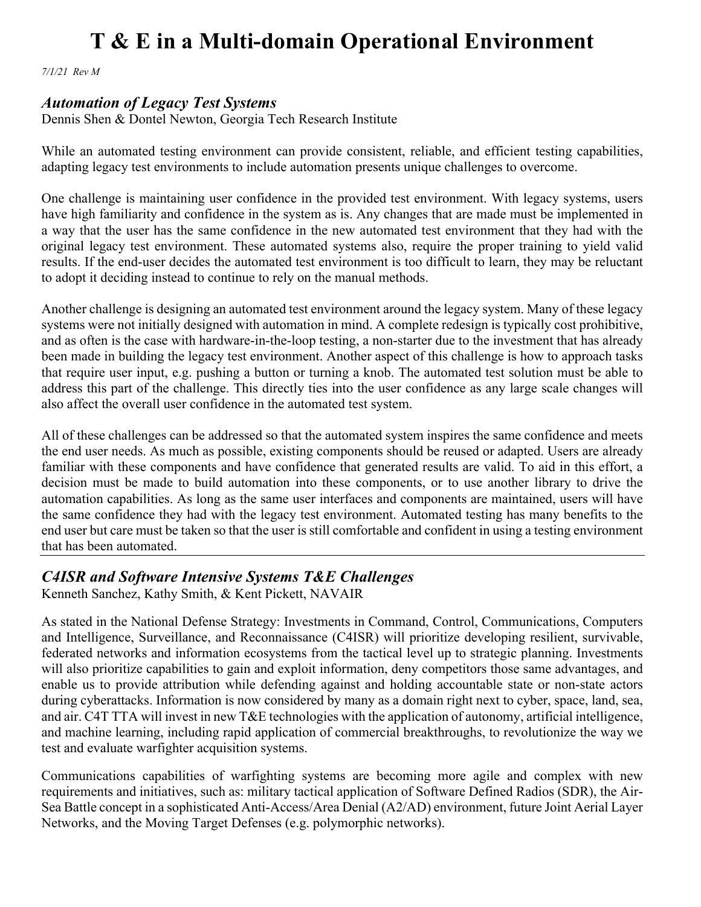# T & E in a Multi-domain Operational Environment

*7/1/21 Rev M*

## *Automation of Legacy Test Systems*

Dennis Shen & Dontel Newton, Georgia Tech Research Institute

While an automated testing environment can provide consistent, reliable, and efficient testing capabilities, adapting legacy test environments to include automation presents unique challenges to overcome.

One challenge is maintaining user confidence in the provided test environment. With legacy systems, users have high familiarity and confidence in the system as is. Any changes that are made must be implemented in a way that the user has the same confidence in the new automated test environment that they had with the original legacy test environment. These automated systems also, require the proper training to yield valid results. If the end-user decides the automated test environment is too difficult to learn, they may be reluctant to adopt it deciding instead to continue to rely on the manual methods.

Another challenge is designing an automated test environment around the legacy system. Many of these legacy systems were not initially designed with automation in mind. A complete redesign is typically cost prohibitive, and as often is the case with hardware-in-the-loop testing, a non-starter due to the investment that has already been made in building the legacy test environment. Another aspect of this challenge is how to approach tasks that require user input, e.g. pushing a button or turning a knob. The automated test solution must be able to address this part of the challenge. This directly ties into the user confidence as any large scale changes will also affect the overall user confidence in the automated test system.

All of these challenges can be addressed so that the automated system inspires the same confidence and meets the end user needs. As much as possible, existing components should be reused or adapted. Users are already familiar with these components and have confidence that generated results are valid. To aid in this effort, a decision must be made to build automation into these components, or to use another library to drive the automation capabilities. As long as the same user interfaces and components are maintained, users will have the same confidence they had with the legacy test environment. Automated testing has many benefits to the end user but care must be taken so that the user is still comfortable and confident in using a testing environment that has been automated.

---

## *C4ISR and Software Intensive Systems T&E Challenges*

Kenneth Sanchez, Kathy Smith, & Kent Pickett, NAVAIR

As stated in the National Defense Strategy: Investments in Command, Control, Communications, Computers and Intelligence, Surveillance, and Reconnaissance (C4ISR) will prioritize developing resilient, survivable, federated networks and information ecosystems from the tactical level up to strategic planning. Investments will also prioritize capabilities to gain and exploit information, deny competitors those same advantages, and enable us to provide attribution while defending against and holding accountable state or non-state actors during cyberattacks. Information is now considered by many as a domain right next to cyber, space, land, sea, and air. C4T TTA will invest in new T&E technologies with the application of autonomy, artificial intelligence, and machine learning, including rapid application of commercial breakthroughs, to revolutionize the way we test and evaluate warfighter acquisition systems.

Communications capabilities of warfighting systems are becoming more agile and complex with new requirements and initiatives, such as: military tactical application of Software Defined Radios (SDR), the Air-Sea Battle concept in a sophisticated Anti-Access/Area Denial (A2/AD) environment, future Joint Aerial Layer Networks, and the Moving Target Defenses (e.g. polymorphic networks).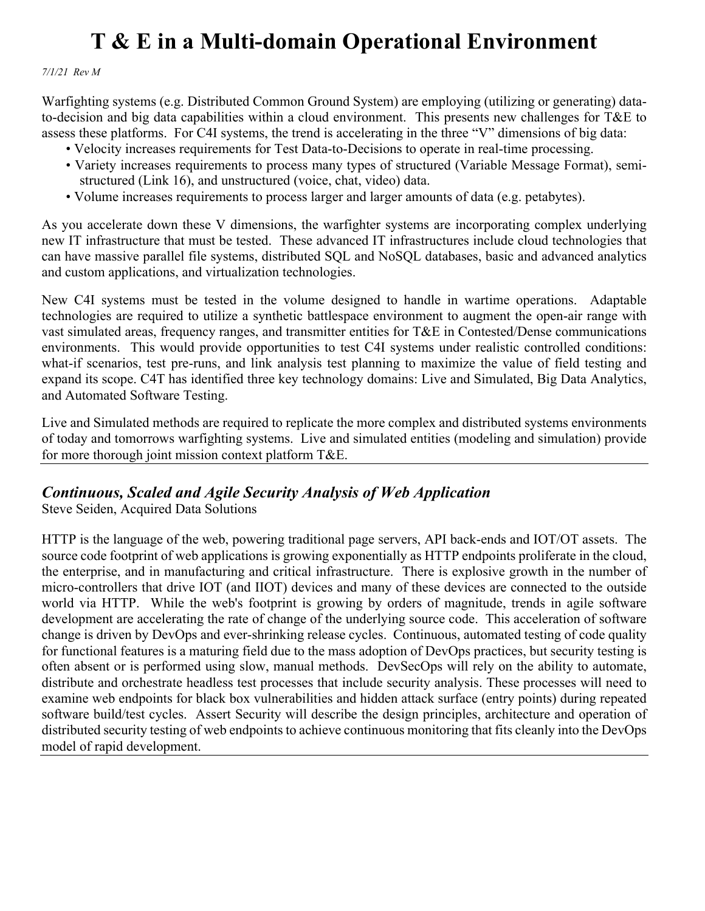# T & E in a Multi-domain Operational Environment

*7/1/21 Rev M*

Warfighting systems (e.g. Distributed Common Ground System) are employing (utilizing or generating) data-to-decision and big data capabilities within a cloud environment. This presents new challenges for T&E to assess these platforms. For C4I systems, the trend is accelerating in the three "V" dimensions of big data:

- Velocity increases requirements for Test Data-to-Decisions to operate in real-time processing.
- Variety increases requirements to process many types of structured (Variable Message Format), semi-structured (Link 16), and unstructured (voice, chat, video) data.
- Volume increases requirements to process larger and larger amounts of data (e.g. petabytes).

As you accelerate down these V dimensions, the warfighter systems are incorporating complex underlying new IT infrastructure that must be tested. These advanced IT infrastructures include cloud technologies that can have massive parallel file systems, distributed SQL and NoSQL databases, basic and advanced analytics and custom applications, and virtualization technologies.

New C4I systems must be tested in the volume designed to handle in wartime operations. Adaptable technologies are required to utilize a synthetic battlespace environment to augment the open-air range with vast simulated areas, frequency ranges, and transmitter entities for T&E in Contested/Dense communications environments. This would provide opportunities to test C4I systems under realistic controlled conditions: what-if scenarios, test pre-runs, and link analysis test planning to maximize the value of field testing and expand its scope. C4T has identified three key technology domains: Live and Simulated, Big Data Analytics, and Automated Software Testing.

Live and Simulated methods are required to replicate the more complex and distributed systems environments of today and tomorrows warfighting systems. Live and simulated entities (modeling and simulation) provide for more thorough joint mission context platform T&E.

---

## *Continuous, Scaled and Agile Security Analysis of Web Application*

Steve Seiden, Acquired Data Solutions

HTTP is the language of the web, powering traditional page servers, API back-ends and IOT/OT assets. The source code footprint of web applications is growing exponentially as HTTP endpoints proliferate in the cloud, the enterprise, and in manufacturing and critical infrastructure. There is explosive growth in the number of micro-controllers that drive IOT (and IIOT) devices and many of these devices are connected to the outside world via HTTP. While the web's footprint is growing by orders of magnitude, trends in agile software development are accelerating the rate of change of the underlying source code. This acceleration of software change is driven by DevOps and ever-shrinking release cycles. Continuous, automated testing of code quality for functional features is a maturing field due to the mass adoption of DevOps practices, but security testing is often absent or is performed using slow, manual methods. DevSecOps will rely on the ability to automate, distribute and orchestrate headless test processes that include security analysis. These processes will need to examine web endpoints for black box vulnerabilities and hidden attack surface (entry points) during repeated software build/test cycles. Assert Security will describe the design principles, architecture and operation of distributed security testing of web endpoints to achieve continuous monitoring that fits cleanly into the DevOps model of rapid development.

---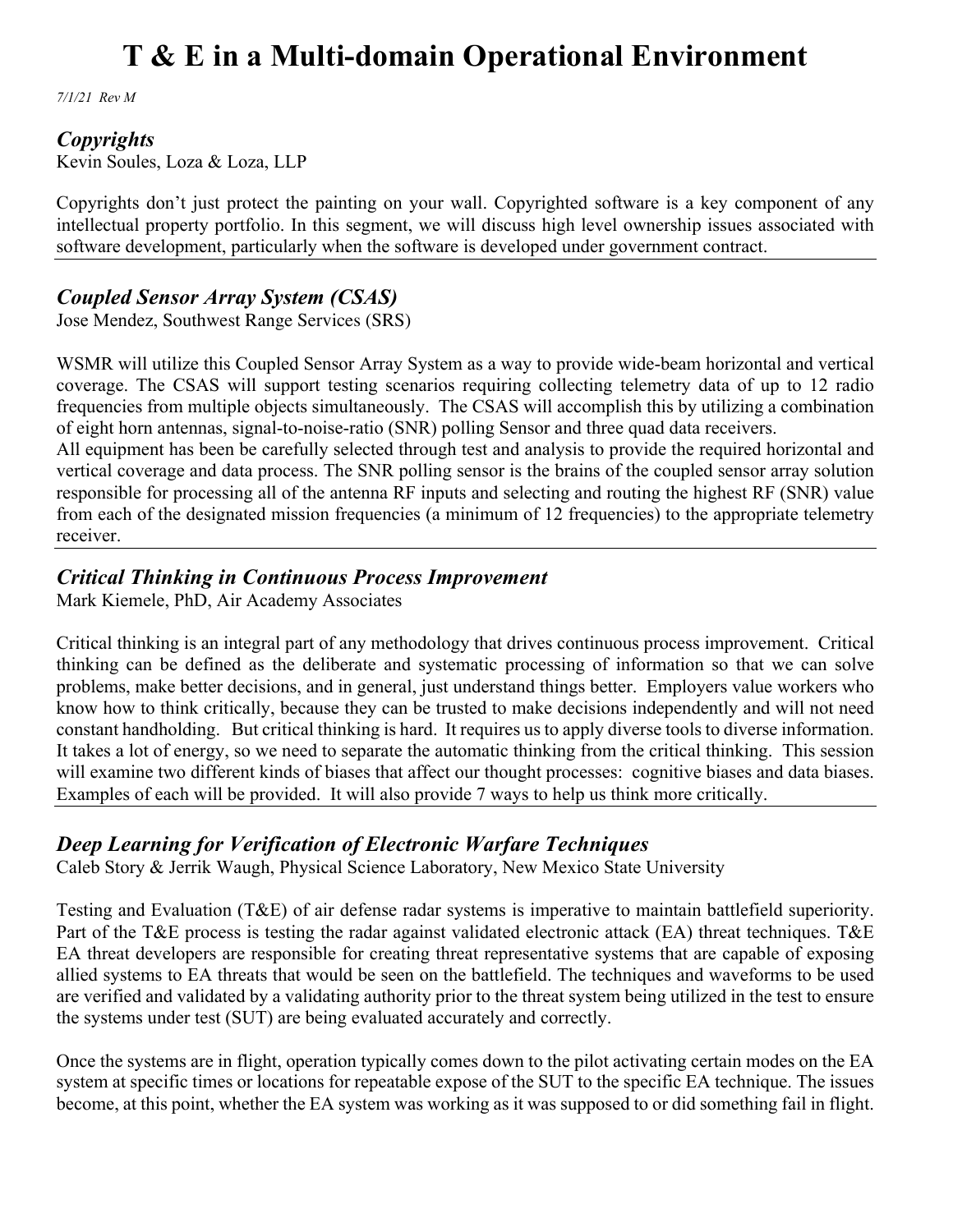# T & E in a Multi-domain Operational Environment

*7/1/21 Rev M*

## *Copyrights*

Kevin Soules, Loza & Loza, LLP

Copyrights don't just protect the painting on your wall. Copyrighted software is a key component of any intellectual property portfolio. In this segment, we will discuss high level ownership issues associated with software development, particularly when the software is developed under government contract.

---

## *Coupled Sensor Array System (CSAS)*

Jose Mendez, Southwest Range Services (SRS)

WSMR will utilize this Coupled Sensor Array System as a way to provide wide-beam horizontal and vertical coverage. The CSAS will support testing scenarios requiring collecting telemetry data of up to 12 radio frequencies from multiple objects simultaneously. The CSAS will accomplish this by utilizing a combination of eight horn antennas, signal-to-noise-ratio (SNR) polling Sensor and three quad data receivers.
All equipment has been be carefully selected through test and analysis to provide the required horizontal and vertical coverage and data process. The SNR polling sensor is the brains of the coupled sensor array solution responsible for processing all of the antenna RF inputs and selecting and routing the highest RF (SNR) value from each of the designated mission frequencies (a minimum of 12 frequencies) to the appropriate telemetry receiver.

---

## *Critical Thinking in Continuous Process Improvement*

Mark Kiemele, PhD, Air Academy Associates

Critical thinking is an integral part of any methodology that drives continuous process improvement. Critical thinking can be defined as the deliberate and systematic processing of information so that we can solve problems, make better decisions, and in general, just understand things better. Employers value workers who know how to think critically, because they can be trusted to make decisions independently and will not need constant handholding. But critical thinking is hard. It requires us to apply diverse tools to diverse information. It takes a lot of energy, so we need to separate the automatic thinking from the critical thinking. This session will examine two different kinds of biases that affect our thought processes: cognitive biases and data biases. Examples of each will be provided. It will also provide 7 ways to help us think more critically.

---

## *Deep Learning for Verification of Electronic Warfare Techniques*

Caleb Story & Jerrik Waugh, Physical Science Laboratory, New Mexico State University

Testing and Evaluation (T&E) of air defense radar systems is imperative to maintain battlefield superiority. Part of the T&E process is testing the radar against validated electronic attack (EA) threat techniques. T&E EA threat developers are responsible for creating threat representative systems that are capable of exposing allied systems to EA threats that would be seen on the battlefield. The techniques and waveforms to be used are verified and validated by a validating authority prior to the threat system being utilized in the test to ensure the systems under test (SUT) are being evaluated accurately and correctly.

Once the systems are in flight, operation typically comes down to the pilot activating certain modes on the EA system at specific times or locations for repeatable expose of the SUT to the specific EA technique. The issues become, at this point, whether the EA system was working as it was supposed to or did something fail in flight.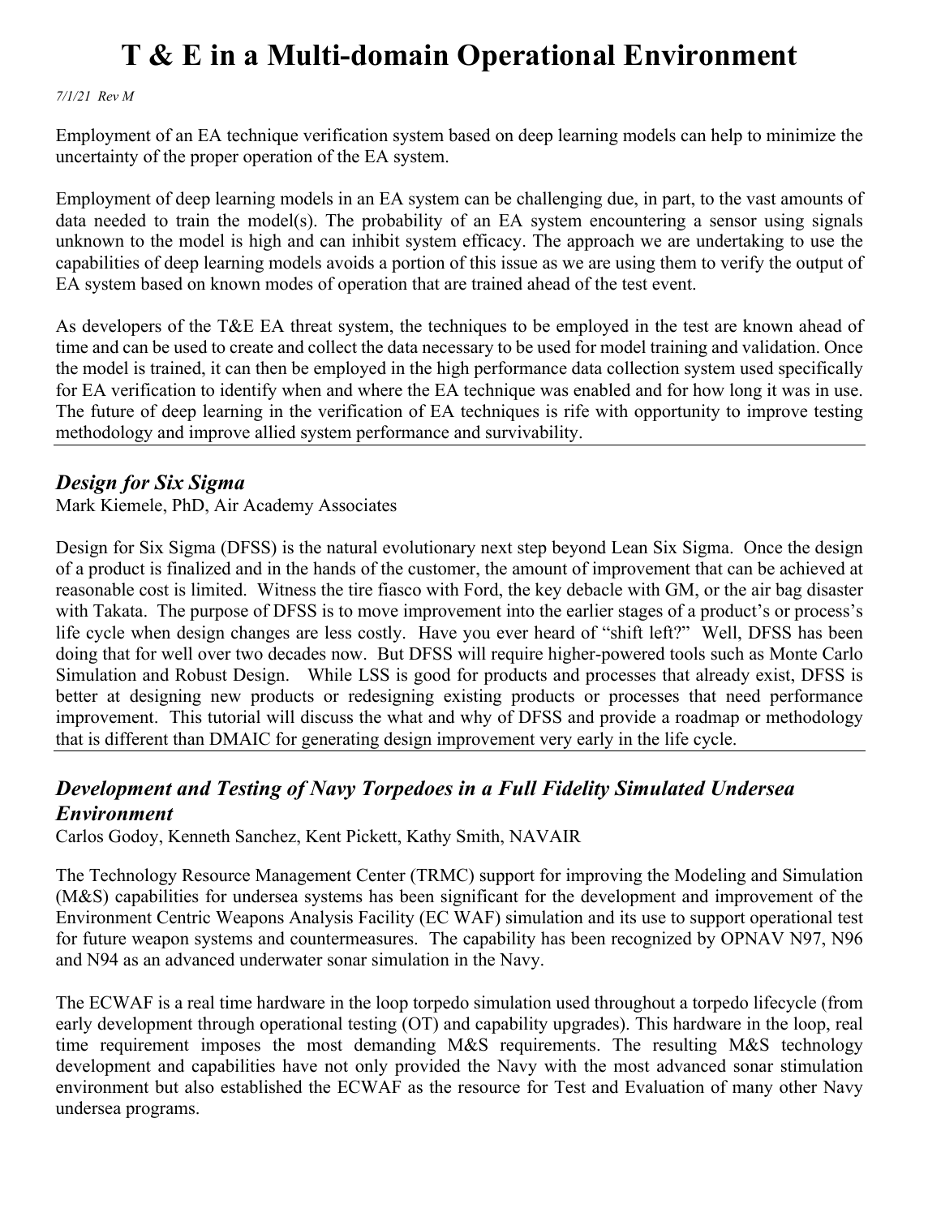Employment of an EA technique verification system based on deep learning models can help to minimize the uncertainty of the proper operation of the EA system.

Employment of deep learning models in an EA system can be challenging due, in part, to the vast amounts of data needed to train the model(s). The probability of an EA system encountering a sensor using signals unknown to the model is high and can inhibit system efficacy. The approach we are undertaking to use the capabilities of deep learning models avoids a portion of this issue as we are using them to verify the output of EA system based on known modes of operation that are trained ahead of the test event.

As developers of the T&E EA threat system, the techniques to be employed in the test are known ahead of time and can be used to create and collect the data necessary to be used for model training and validation. Once the model is trained, it can then be employed in the high performance data collection system used specifically for EA verification to identify when and where the EA technique was enabled and for how long it was in use. The future of deep learning in the verification of EA techniques is rife with opportunity to improve testing methodology and improve allied system performance and survivability.

## *Design for Six Sigma*

Mark Kiemele, PhD, Air Academy Associates

Design for Six Sigma (DFSS) is the natural evolutionary next step beyond Lean Six Sigma. Once the design of a product is finalized and in the hands of the customer, the amount of improvement that can be achieved at reasonable cost is limited. Witness the tire fiasco with Ford, the key debacle with GM, or the air bag disaster with Takata. The purpose of DFSS is to move improvement into the earlier stages of a product's or process's life cycle when design changes are less costly. Have you ever heard of "shift left?" Well, DFSS has been doing that for well over two decades now. But DFSS will require higher-powered tools such as Monte Carlo Simulation and Robust Design. While LSS is good for products and processes that already exist, DFSS is better at designing new products or redesigning existing products or processes that need performance improvement. This tutorial will discuss the what and why of DFSS and provide a roadmap or methodology that is different than DMAIC for generating design improvement very early in the life cycle.

## *Development and Testing of Navy Torpedoes in a Full Fidelity Simulated Undersea Environment*

Carlos Godoy, Kenneth Sanchez, Kent Pickett, Kathy Smith, NAVAIR

The Technology Resource Management Center (TRMC) support for improving the Modeling and Simulation (M&S) capabilities for undersea systems has been significant for the development and improvement of the Environment Centric Weapons Analysis Facility (EC WAF) simulation and its use to support operational test for future weapon systems and countermeasures. The capability has been recognized by OPNAV N97, N96 and N94 as an advanced underwater sonar simulation in the Navy.

The ECWAF is a real time hardware in the loop torpedo simulation used throughout a torpedo lifecycle (from early development through operational testing (OT) and capability upgrades). This hardware in the loop, real time requirement imposes the most demanding M&S requirements. The resulting M&S technology development and capabilities have not only provided the Navy with the most advanced sonar stimulation environment but also established the ECWAF as the resource for Test and Evaluation of many other Navy undersea programs.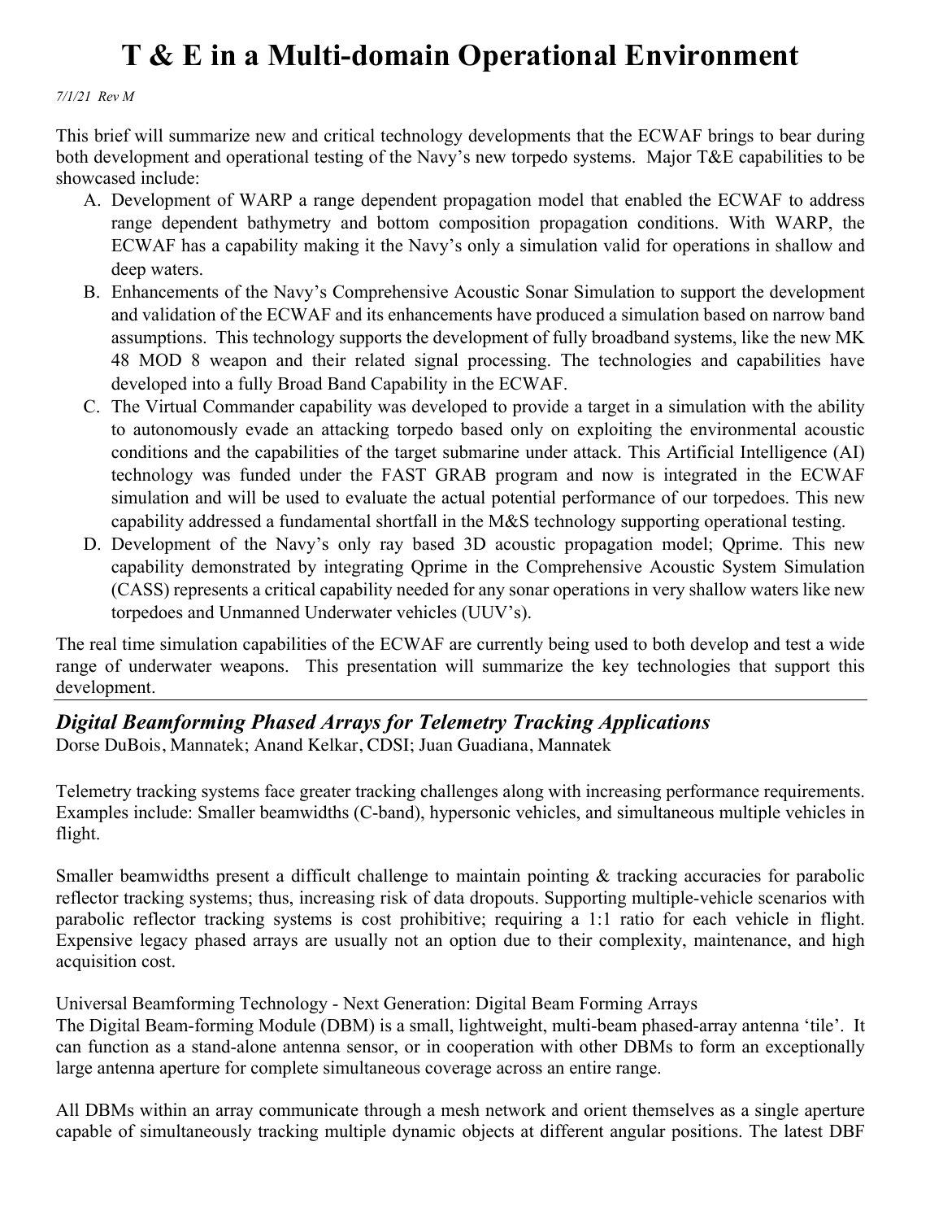# T & E in a Multi-domain Operational Environment

*7/1/21 Rev M*

This brief will summarize new and critical technology developments that the ECWAF brings to bear during both development and operational testing of the Navy's new torpedo systems. Major T&E capabilities to be showcased include:

A. Development of WARP a range dependent propagation model that enabled the ECWAF to address range dependent bathymetry and bottom composition propagation conditions. With WARP, the ECWAF has a capability making it the Navy's only a simulation valid for operations in shallow and deep waters.
B. Enhancements of the Navy's Comprehensive Acoustic Sonar Simulation to support the development and validation of the ECWAF and its enhancements have produced a simulation based on narrow band assumptions. This technology supports the development of fully broadband systems, like the new MK 48 MOD 8 weapon and their related signal processing. The technologies and capabilities have developed into a fully Broad Band Capability in the ECWAF.
C. The Virtual Commander capability was developed to provide a target in a simulation with the ability to autonomously evade an attacking torpedo based only on exploiting the environmental acoustic conditions and the capabilities of the target submarine under attack. This Artificial Intelligence (AI) technology was funded under the FAST GRAB program and now is integrated in the ECWAF simulation and will be used to evaluate the actual potential performance of our torpedoes. This new capability addressed a fundamental shortfall in the M&S technology supporting operational testing.
D. Development of the Navy's only ray based 3D acoustic propagation model; Qprime. This new capability demonstrated by integrating Qprime in the Comprehensive Acoustic System Simulation (CASS) represents a critical capability needed for any sonar operations in very shallow waters like new torpedoes and Unmanned Underwater vehicles (UUV's).

The real time simulation capabilities of the ECWAF are currently being used to both develop and test a wide range of underwater weapons. This presentation will summarize the key technologies that support this development.

---

## *Digital Beamforming Phased Arrays for Telemetry Tracking Applications*

Dorse DuBois, Mannatek; Anand Kelkar, CDSI; Juan Guadiana, Mannatek

Telemetry tracking systems face greater tracking challenges along with increasing performance requirements. Examples include: Smaller beamwidths (C-band), hypersonic vehicles, and simultaneous multiple vehicles in flight.

Smaller beamwidths present a difficult challenge to maintain pointing & tracking accuracies for parabolic reflector tracking systems; thus, increasing risk of data dropouts. Supporting multiple-vehicle scenarios with parabolic reflector tracking systems is cost prohibitive; requiring a 1:1 ratio for each vehicle in flight. Expensive legacy phased arrays are usually not an option due to their complexity, maintenance, and high acquisition cost.

Universal Beamforming Technology - Next Generation: Digital Beam Forming Arrays

The Digital Beam-forming Module (DBM) is a small, lightweight, multi-beam phased-array antenna 'tile'. It can function as a stand-alone antenna sensor, or in cooperation with other DBMs to form an exceptionally large antenna aperture for complete simultaneous coverage across an entire range.

All DBMs within an array communicate through a mesh network and orient themselves as a single aperture capable of simultaneously tracking multiple dynamic objects at different angular positions. The latest DBF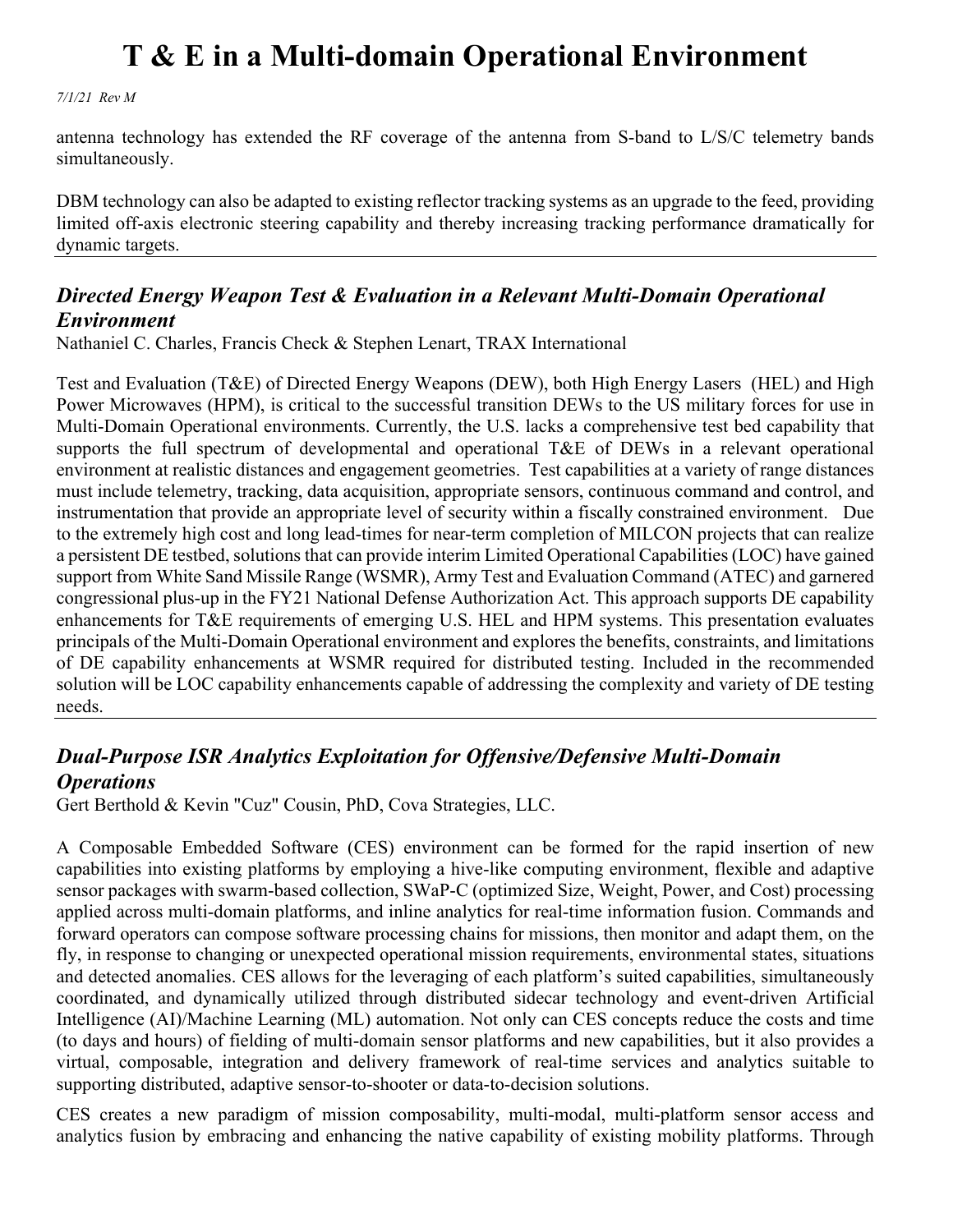antenna technology has extended the RF coverage of the antenna from S-band to L/S/C telemetry bands simultaneously.

DBM technology can also be adapted to existing reflector tracking systems as an upgrade to the feed, providing limited off-axis electronic steering capability and thereby increasing tracking performance dramatically for dynamic targets.

---

## *Directed Energy Weapon Test & Evaluation in a Relevant Multi-Domain Operational Environment*

Nathaniel C. Charles, Francis Check & Stephen Lenart, TRAX International

Test and Evaluation (T&E) of Directed Energy Weapons (DEW), both High Energy Lasers (HEL) and High Power Microwaves (HPM), is critical to the successful transition DEWs to the US military forces for use in Multi-Domain Operational environments. Currently, the U.S. lacks a comprehensive test bed capability that supports the full spectrum of developmental and operational T&E of DEWs in a relevant operational environment at realistic distances and engagement geometries. Test capabilities at a variety of range distances must include telemetry, tracking, data acquisition, appropriate sensors, continuous command and control, and instrumentation that provide an appropriate level of security within a fiscally constrained environment. Due to the extremely high cost and long lead-times for near-term completion of MILCON projects that can realize a persistent DE testbed, solutions that can provide interim Limited Operational Capabilities (LOC) have gained support from White Sand Missile Range (WSMR), Army Test and Evaluation Command (ATEC) and garnered congressional plus-up in the FY21 National Defense Authorization Act. This approach supports DE capability enhancements for T&E requirements of emerging U.S. HEL and HPM systems. This presentation evaluates principals of the Multi-Domain Operational environment and explores the benefits, constraints, and limitations of DE capability enhancements at WSMR required for distributed testing. Included in the recommended solution will be LOC capability enhancements capable of addressing the complexity and variety of DE testing needs.

---

## *Dual-Purpose ISR Analytics Exploitation for Offensive/Defensive Multi-Domain Operations*

Gert Berthold & Kevin "Cuz" Cousin, PhD, Cova Strategies, LLC.

A Composable Embedded Software (CES) environment can be formed for the rapid insertion of new capabilities into existing platforms by employing a hive-like computing environment, flexible and adaptive sensor packages with swarm-based collection, SWaP-C (optimized Size, Weight, Power, and Cost) processing applied across multi-domain platforms, and inline analytics for real-time information fusion. Commands and forward operators can compose software processing chains for missions, then monitor and adapt them, on the fly, in response to changing or unexpected operational mission requirements, environmental states, situations and detected anomalies. CES allows for the leveraging of each platform's suited capabilities, simultaneously coordinated, and dynamically utilized through distributed sidecar technology and event-driven Artificial Intelligence (AI)/Machine Learning (ML) automation. Not only can CES concepts reduce the costs and time (to days and hours) of fielding of multi-domain sensor platforms and new capabilities, but it also provides a virtual, composable, integration and delivery framework of real-time services and analytics suitable to supporting distributed, adaptive sensor-to-shooter or data-to-decision solutions.

CES creates a new paradigm of mission composability, multi-modal, multi-platform sensor access and analytics fusion by embracing and enhancing the native capability of existing mobility platforms. Through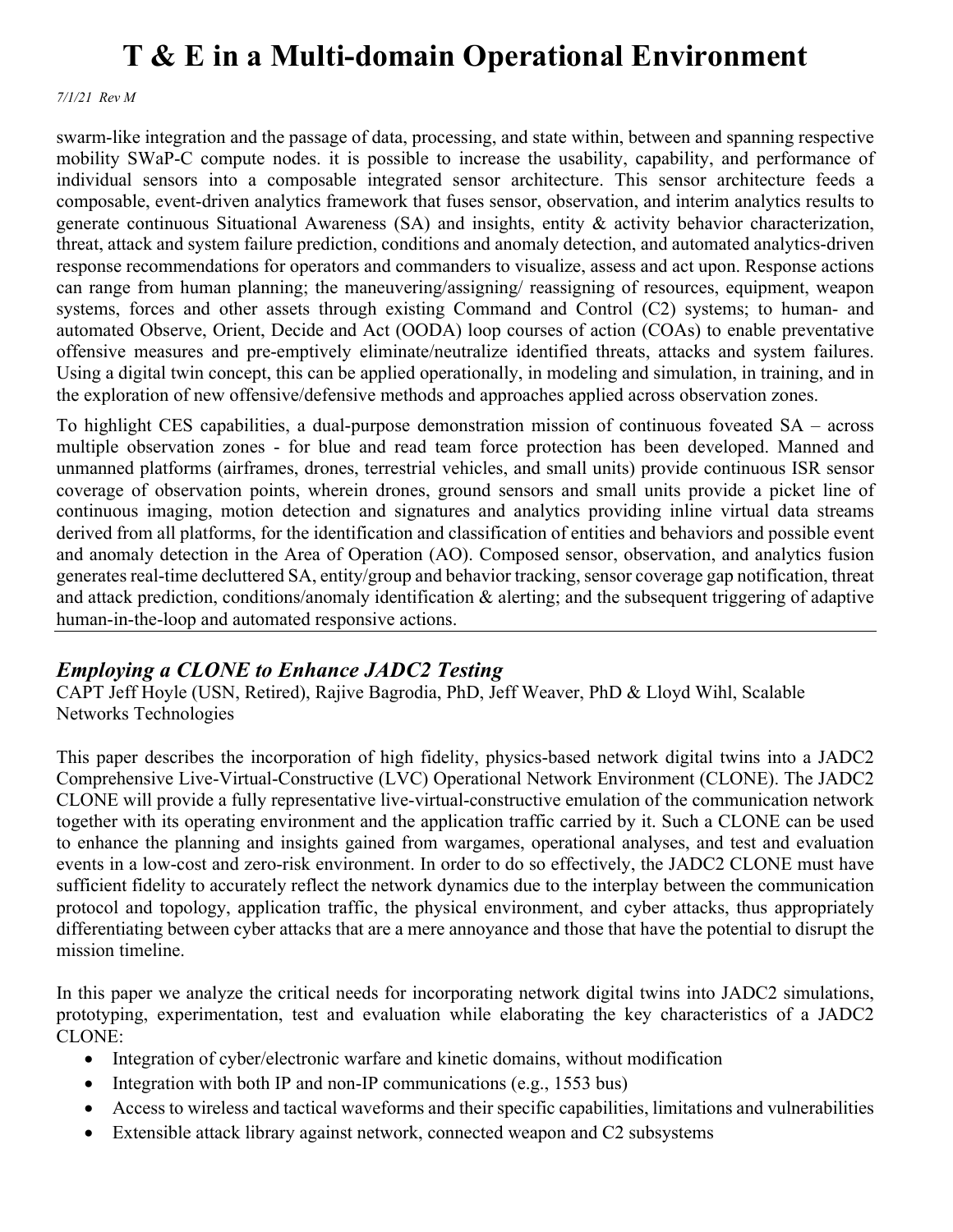swarm-like integration and the passage of data, processing, and state within, between and spanning respective mobility SWaP-C compute nodes. it is possible to increase the usability, capability, and performance of individual sensors into a composable integrated sensor architecture. This sensor architecture feeds a composable, event-driven analytics framework that fuses sensor, observation, and interim analytics results to generate continuous Situational Awareness (SA) and insights, entity & activity behavior characterization, threat, attack and system failure prediction, conditions and anomaly detection, and automated analytics-driven response recommendations for operators and commanders to visualize, assess and act upon. Response actions can range from human planning; the maneuvering/assigning/ reassigning of resources, equipment, weapon systems, forces and other assets through existing Command and Control (C2) systems; to human- and automated Observe, Orient, Decide and Act (OODA) loop courses of action (COAs) to enable preventative offensive measures and pre-emptively eliminate/neutralize identified threats, attacks and system failures. Using a digital twin concept, this can be applied operationally, in modeling and simulation, in training, and in the exploration of new offensive/defensive methods and approaches applied across observation zones.

To highlight CES capabilities, a dual-purpose demonstration mission of continuous foveated SA – across multiple observation zones - for blue and read team force protection has been developed. Manned and unmanned platforms (airframes, drones, terrestrial vehicles, and small units) provide continuous ISR sensor coverage of observation points, wherein drones, ground sensors and small units provide a picket line of continuous imaging, motion detection and signatures and analytics providing inline virtual data streams derived from all platforms, for the identification and classification of entities and behaviors and possible event and anomaly detection in the Area of Operation (AO). Composed sensor, observation, and analytics fusion generates real-time decluttered SA, entity/group and behavior tracking, sensor coverage gap notification, threat and attack prediction, conditions/anomaly identification & alerting; and the subsequent triggering of adaptive human-in-the-loop and automated responsive actions.

---

## *Employing a CLONE to Enhance JADC2 Testing*

CAPT Jeff Hoyle (USN, Retired), Rajive Bagrodia, PhD, Jeff Weaver, PhD & Lloyd Wihl, Scalable Networks Technologies

This paper describes the incorporation of high fidelity, physics-based network digital twins into a JADC2 Comprehensive Live-Virtual-Constructive (LVC) Operational Network Environment (CLONE). The JADC2 CLONE will provide a fully representative live-virtual-constructive emulation of the communication network together with its operating environment and the application traffic carried by it. Such a CLONE can be used to enhance the planning and insights gained from wargames, operational analyses, and test and evaluation events in a low-cost and zero-risk environment. In order to do so effectively, the JADC2 CLONE must have sufficient fidelity to accurately reflect the network dynamics due to the interplay between the communication protocol and topology, application traffic, the physical environment, and cyber attacks, thus appropriately differentiating between cyber attacks that are a mere annoyance and those that have the potential to disrupt the mission timeline.

In this paper we analyze the critical needs for incorporating network digital twins into JADC2 simulations, prototyping, experimentation, test and evaluation while elaborating the key characteristics of a JADC2 CLONE:

- Integration of cyber/electronic warfare and kinetic domains, without modification
- Integration with both IP and non-IP communications (e.g., 1553 bus)
- Access to wireless and tactical waveforms and their specific capabilities, limitations and vulnerabilities
- Extensible attack library against network, connected weapon and C2 subsystems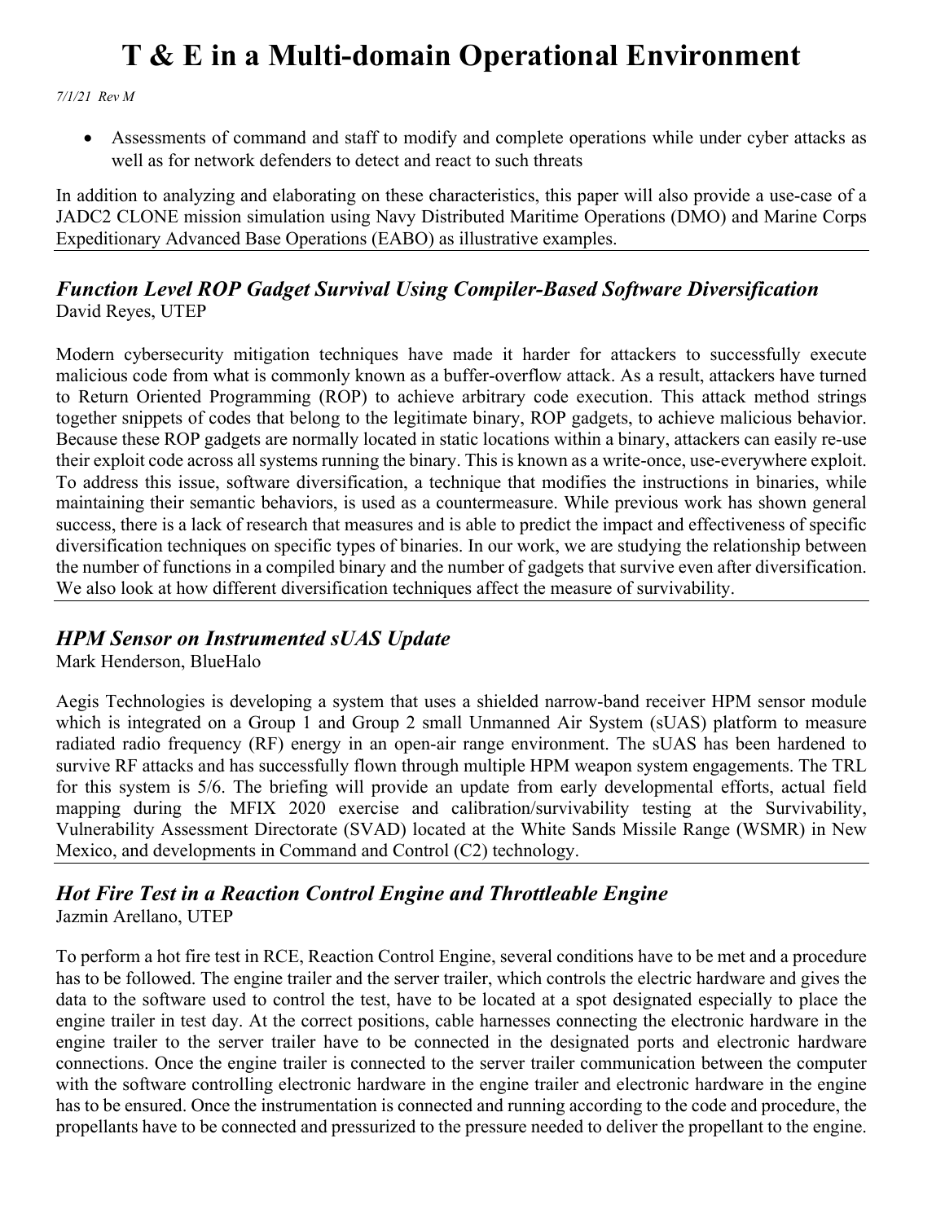- Assessments of command and staff to modify and complete operations while under cyber attacks as well as for network defenders to detect and react to such threats

In addition to analyzing and elaborating on these characteristics, this paper will also provide a use-case of a JADC2 CLONE mission simulation using Navy Distributed Maritime Operations (DMO) and Marine Corps Expeditionary Advanced Base Operations (EABO) as illustrative examples.

---

## *Function Level ROP Gadget Survival Using Compiler-Based Software Diversification*

David Reyes, UTEP

Modern cybersecurity mitigation techniques have made it harder for attackers to successfully execute malicious code from what is commonly known as a buffer-overflow attack. As a result, attackers have turned to Return Oriented Programming (ROP) to achieve arbitrary code execution. This attack method strings together snippets of codes that belong to the legitimate binary, ROP gadgets, to achieve malicious behavior. Because these ROP gadgets are normally located in static locations within a binary, attackers can easily re-use their exploit code across all systems running the binary. This is known as a write-once, use-everywhere exploit. To address this issue, software diversification, a technique that modifies the instructions in binaries, while maintaining their semantic behaviors, is used as a countermeasure. While previous work has shown general success, there is a lack of research that measures and is able to predict the impact and effectiveness of specific diversification techniques on specific types of binaries. In our work, we are studying the relationship between the number of functions in a compiled binary and the number of gadgets that survive even after diversification. We also look at how different diversification techniques affect the measure of survivability.

---

## *HPM Sensor on Instrumented sUAS Update*

Mark Henderson, BlueHalo

Aegis Technologies is developing a system that uses a shielded narrow-band receiver HPM sensor module which is integrated on a Group 1 and Group 2 small Unmanned Air System (sUAS) platform to measure radiated radio frequency (RF) energy in an open-air range environment. The sUAS has been hardened to survive RF attacks and has successfully flown through multiple HPM weapon system engagements. The TRL for this system is 5/6. The briefing will provide an update from early developmental efforts, actual field mapping during the MFIX 2020 exercise and calibration/survivability testing at the Survivability, Vulnerability Assessment Directorate (SVAD) located at the White Sands Missile Range (WSMR) in New Mexico, and developments in Command and Control (C2) technology.

---

## *Hot Fire Test in a Reaction Control Engine and Throttleable Engine*

Jazmin Arellano, UTEP

To perform a hot fire test in RCE, Reaction Control Engine, several conditions have to be met and a procedure has to be followed. The engine trailer and the server trailer, which controls the electric hardware and gives the data to the software used to control the test, have to be located at a spot designated especially to place the engine trailer in test day. At the correct positions, cable harnesses connecting the electronic hardware in the engine trailer to the server trailer have to be connected in the designated ports and electronic hardware connections. Once the engine trailer is connected to the server trailer communication between the computer with the software controlling electronic hardware in the engine trailer and electronic hardware in the engine has to be ensured. Once the instrumentation is connected and running according to the code and procedure, the propellants have to be connected and pressurized to the pressure needed to deliver the propellant to the engine.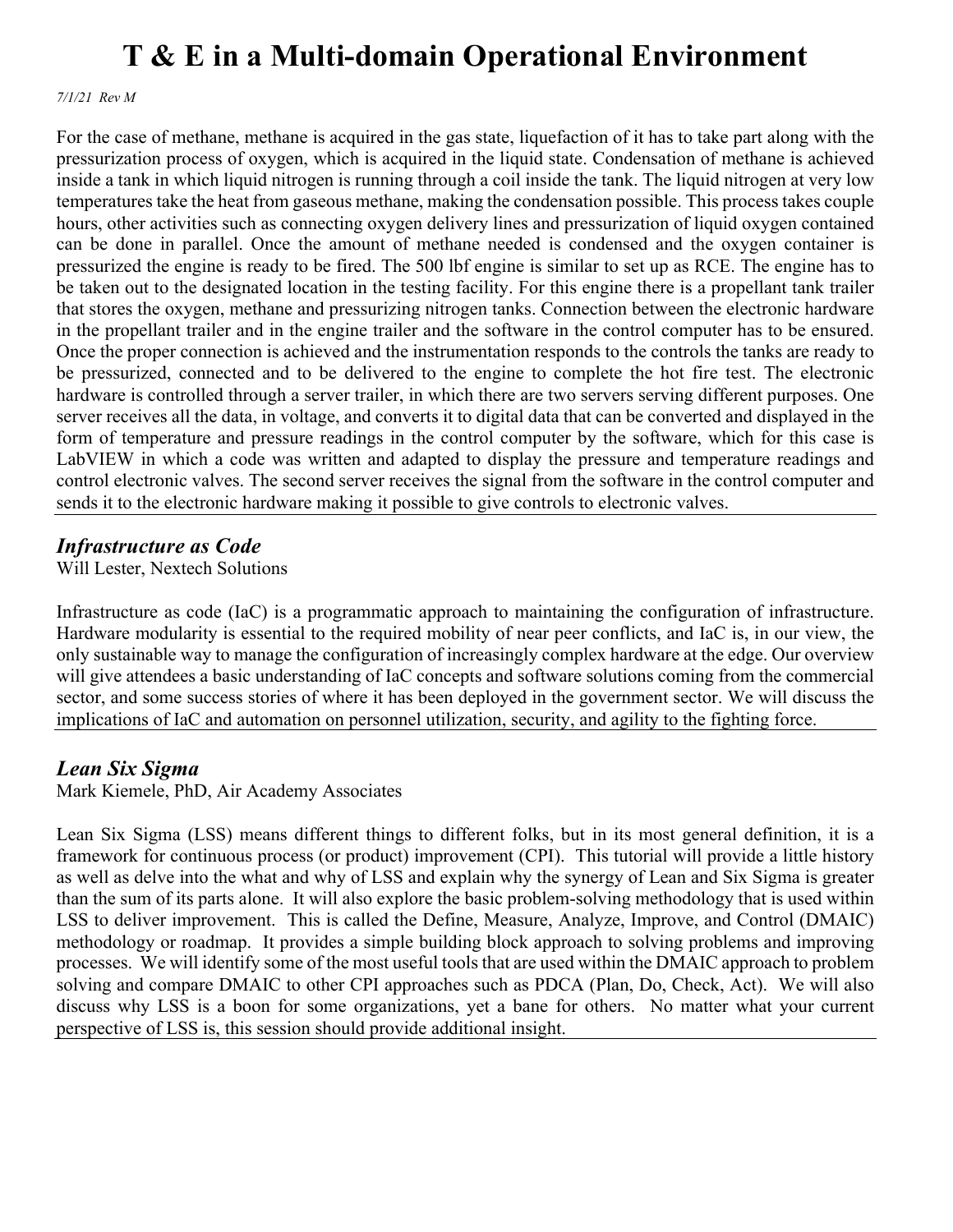For the case of methane, methane is acquired in the gas state, liquefaction of it has to take part along with the pressurization process of oxygen, which is acquired in the liquid state. Condensation of methane is achieved inside a tank in which liquid nitrogen is running through a coil inside the tank. The liquid nitrogen at very low temperatures take the heat from gaseous methane, making the condensation possible. This process takes couple hours, other activities such as connecting oxygen delivery lines and pressurization of liquid oxygen contained can be done in parallel. Once the amount of methane needed is condensed and the oxygen container is pressurized the engine is ready to be fired. The 500 lbf engine is similar to set up as RCE. The engine has to be taken out to the designated location in the testing facility. For this engine there is a propellant tank trailer that stores the oxygen, methane and pressurizing nitrogen tanks. Connection between the electronic hardware in the propellant trailer and in the engine trailer and the software in the control computer has to be ensured. Once the proper connection is achieved and the instrumentation responds to the controls the tanks are ready to be pressurized, connected and to be delivered to the engine to complete the hot fire test. The electronic hardware is controlled through a server trailer, in which there are two servers serving different purposes. One server receives all the data, in voltage, and converts it to digital data that can be converted and displayed in the form of temperature and pressure readings in the control computer by the software, which for this case is LabVIEW in which a code was written and adapted to display the pressure and temperature readings and control electronic valves. The second server receives the signal from the software in the control computer and sends it to the electronic hardware making it possible to give controls to electronic valves.

---

## *Infrastructure as Code*

Will Lester, Nextech Solutions

Infrastructure as code (IaC) is a programmatic approach to maintaining the configuration of infrastructure. Hardware modularity is essential to the required mobility of near peer conflicts, and IaC is, in our view, the only sustainable way to manage the configuration of increasingly complex hardware at the edge. Our overview will give attendees a basic understanding of IaC concepts and software solutions coming from the commercial sector, and some success stories of where it has been deployed in the government sector. We will discuss the implications of IaC and automation on personnel utilization, security, and agility to the fighting force.

---

## *Lean Six Sigma*

Mark Kiemele, PhD, Air Academy Associates

Lean Six Sigma (LSS) means different things to different folks, but in its most general definition, it is a framework for continuous process (or product) improvement (CPI). This tutorial will provide a little history as well as delve into the what and why of LSS and explain why the synergy of Lean and Six Sigma is greater than the sum of its parts alone. It will also explore the basic problem-solving methodology that is used within LSS to deliver improvement. This is called the Define, Measure, Analyze, Improve, and Control (DMAIC) methodology or roadmap. It provides a simple building block approach to solving problems and improving processes. We will identify some of the most useful tools that are used within the DMAIC approach to problem solving and compare DMAIC to other CPI approaches such as PDCA (Plan, Do, Check, Act). We will also discuss why LSS is a boon for some organizations, yet a bane for others. No matter what your current perspective of LSS is, this session should provide additional insight.

---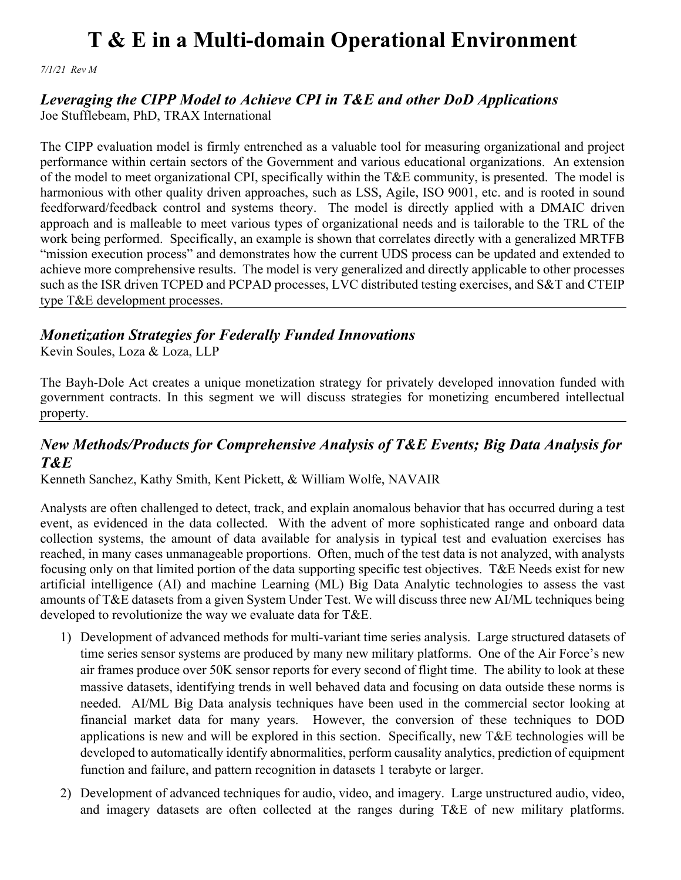# T & E in a Multi-domain Operational Environment

*7/1/21 Rev M*

### *Leveraging the CIPP Model to Achieve CPI in T&E and other DoD Applications*

Joe Stufflebeam, PhD, TRAX International

The CIPP evaluation model is firmly entrenched as a valuable tool for measuring organizational and project performance within certain sectors of the Government and various educational organizations. An extension of the model to meet organizational CPI, specifically within the T&E community, is presented. The model is harmonious with other quality driven approaches, such as LSS, Agile, ISO 9001, etc. and is rooted in sound feedforward/feedback control and systems theory. The model is directly applied with a DMAIC driven approach and is malleable to meet various types of organizational needs and is tailorable to the TRL of the work being performed. Specifically, an example is shown that correlates directly with a generalized MRTFB "mission execution process" and demonstrates how the current UDS process can be updated and extended to achieve more comprehensive results. The model is very generalized and directly applicable to other processes such as the ISR driven TCPED and PCPAD processes, LVC distributed testing exercises, and S&T and CTEIP type T&E development processes.

---

### *Monetization Strategies for Federally Funded Innovations*

Kevin Soules, Loza & Loza, LLP

The Bayh-Dole Act creates a unique monetization strategy for privately developed innovation funded with government contracts. In this segment we will discuss strategies for monetizing encumbered intellectual property.

---

### *New Methods/Products for Comprehensive Analysis of T&E Events; Big Data Analysis for T&E*

Kenneth Sanchez, Kathy Smith, Kent Pickett, & William Wolfe, NAVAIR

Analysts are often challenged to detect, track, and explain anomalous behavior that has occurred during a test event, as evidenced in the data collected. With the advent of more sophisticated range and onboard data collection systems, the amount of data available for analysis in typical test and evaluation exercises has reached, in many cases unmanageable proportions. Often, much of the test data is not analyzed, with analysts focusing only on that limited portion of the data supporting specific test objectives. T&E Needs exist for new artificial intelligence (AI) and machine Learning (ML) Big Data Analytic technologies to assess the vast amounts of T&E datasets from a given System Under Test. We will discuss three new AI/ML techniques being developed to revolutionize the way we evaluate data for T&E.

1) Development of advanced methods for multi-variant time series analysis. Large structured datasets of time series sensor systems are produced by many new military platforms. One of the Air Force's new air frames produce over 50K sensor reports for every second of flight time. The ability to look at these massive datasets, identifying trends in well behaved data and focusing on data outside these norms is needed. AI/ML Big Data analysis techniques have been used in the commercial sector looking at financial market data for many years. However, the conversion of these techniques to DOD applications is new and will be explored in this section. Specifically, new T&E technologies will be developed to automatically identify abnormalities, perform causality analytics, prediction of equipment function and failure, and pattern recognition in datasets 1 terabyte or larger.

2) Development of advanced techniques for audio, video, and imagery. Large unstructured audio, video, and imagery datasets are often collected at the ranges during T&E of new military platforms.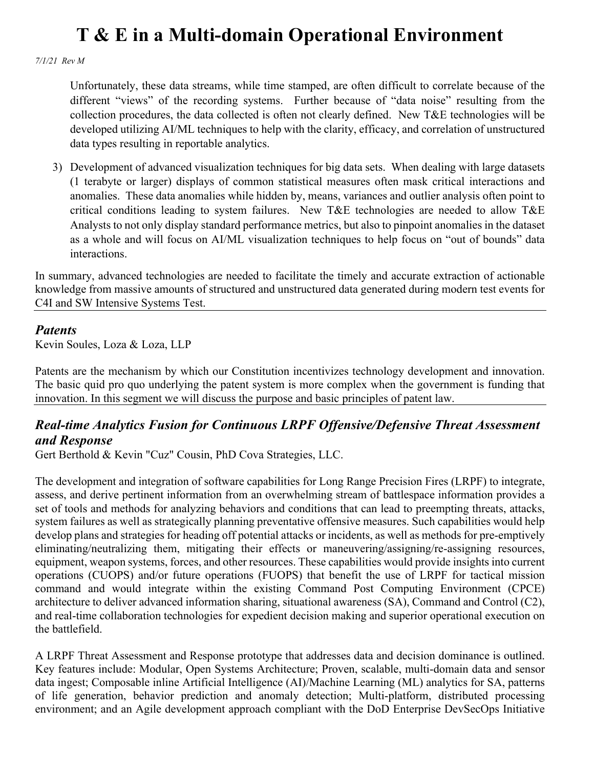Unfortunately, these data streams, while time stamped, are often difficult to correlate because of the different "views" of the recording systems. Further because of "data noise" resulting from the collection procedures, the data collected is often not clearly defined. New T&E technologies will be developed utilizing AI/ML techniques to help with the clarity, efficacy, and correlation of unstructured data types resulting in reportable analytics.

3) Development of advanced visualization techniques for big data sets. When dealing with large datasets (1 terabyte or larger) displays of common statistical measures often mask critical interactions and anomalies. These data anomalies while hidden by, means, variances and outlier analysis often point to critical conditions leading to system failures. New T&E technologies are needed to allow T&E Analysts to not only display standard performance metrics, but also to pinpoint anomalies in the dataset as a whole and will focus on AI/ML visualization techniques to help focus on "out of bounds" data interactions.

In summary, advanced technologies are needed to facilitate the timely and accurate extraction of actionable knowledge from massive amounts of structured and unstructured data generated during modern test events for C4I and SW Intensive Systems Test.

## *Patents*

Kevin Soules, Loza & Loza, LLP

Patents are the mechanism by which our Constitution incentivizes technology development and innovation. The basic quid pro quo underlying the patent system is more complex when the government is funding that innovation. In this segment we will discuss the purpose and basic principles of patent law.

## *Real-time Analytics Fusion for Continuous LRPF Offensive/Defensive Threat Assessment and Response*

Gert Berthold & Kevin "Cuz" Cousin, PhD Cova Strategies, LLC.

The development and integration of software capabilities for Long Range Precision Fires (LRPF) to integrate, assess, and derive pertinent information from an overwhelming stream of battlespace information provides a set of tools and methods for analyzing behaviors and conditions that can lead to preempting threats, attacks, system failures as well as strategically planning preventative offensive measures. Such capabilities would help develop plans and strategies for heading off potential attacks or incidents, as well as methods for pre-emptively eliminating/neutralizing them, mitigating their effects or maneuvering/assigning/re-assigning resources, equipment, weapon systems, forces, and other resources. These capabilities would provide insights into current operations (CUOPS) and/or future operations (FUOPS) that benefit the use of LRPF for tactical mission command and would integrate within the existing Command Post Computing Environment (CPCE) architecture to deliver advanced information sharing, situational awareness (SA), Command and Control (C2), and real-time collaboration technologies for expedient decision making and superior operational execution on the battlefield.

A LRPF Threat Assessment and Response prototype that addresses data and decision dominance is outlined. Key features include: Modular, Open Systems Architecture; Proven, scalable, multi-domain data and sensor data ingest; Composable inline Artificial Intelligence (AI)/Machine Learning (ML) analytics for SA, patterns of life generation, behavior prediction and anomaly detection; Multi-platform, distributed processing environment; and an Agile development approach compliant with the DoD Enterprise DevSecOps Initiative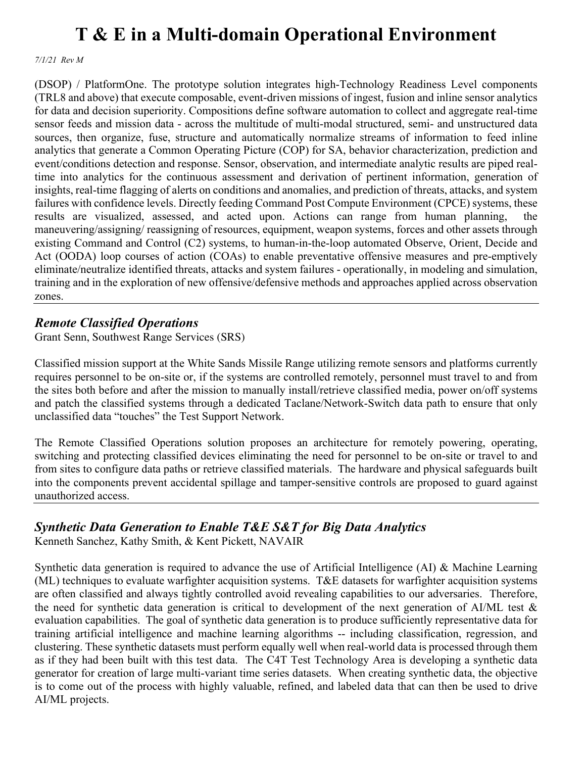(DSOP) / PlatformOne. The prototype solution integrates high-Technology Readiness Level components (TRL8 and above) that execute composable, event-driven missions of ingest, fusion and inline sensor analytics for data and decision superiority. Compositions define software automation to collect and aggregate real-time sensor feeds and mission data - across the multitude of multi-modal structured, semi- and unstructured data sources, then organize, fuse, structure and automatically normalize streams of information to feed inline analytics that generate a Common Operating Picture (COP) for SA, behavior characterization, prediction and event/conditions detection and response. Sensor, observation, and intermediate analytic results are piped real-time into analytics for the continuous assessment and derivation of pertinent information, generation of insights, real-time flagging of alerts on conditions and anomalies, and prediction of threats, attacks, and system failures with confidence levels. Directly feeding Command Post Compute Environment (CPCE) systems, these results are visualized, assessed, and acted upon. Actions can range from human planning, the maneuvering/assigning/ reassigning of resources, equipment, weapon systems, forces and other assets through existing Command and Control (C2) systems, to human-in-the-loop automated Observe, Orient, Decide and Act (OODA) loop courses of action (COAs) to enable preventative offensive measures and pre-emptively eliminate/neutralize identified threats, attacks and system failures - operationally, in modeling and simulation, training and in the exploration of new offensive/defensive methods and approaches applied across observation zones.

---

### *Remote Classified Operations*

Grant Senn, Southwest Range Services (SRS)

Classified mission support at the White Sands Missile Range utilizing remote sensors and platforms currently requires personnel to be on-site or, if the systems are controlled remotely, personnel must travel to and from the sites both before and after the mission to manually install/retrieve classified media, power on/off systems and patch the classified systems through a dedicated Taclane/Network-Switch data path to ensure that only unclassified data "touches" the Test Support Network.

The Remote Classified Operations solution proposes an architecture for remotely powering, operating, switching and protecting classified devices eliminating the need for personnel to be on-site or travel to and from sites to configure data paths or retrieve classified materials. The hardware and physical safeguards built into the components prevent accidental spillage and tamper-sensitive controls are proposed to guard against unauthorized access.

---

### *Synthetic Data Generation to Enable T&E S&T for Big Data Analytics*

Kenneth Sanchez, Kathy Smith, & Kent Pickett, NAVAIR

Synthetic data generation is required to advance the use of Artificial Intelligence (AI) & Machine Learning (ML) techniques to evaluate warfighter acquisition systems. T&E datasets for warfighter acquisition systems are often classified and always tightly controlled avoid revealing capabilities to our adversaries. Therefore, the need for synthetic data generation is critical to development of the next generation of AI/ML test & evaluation capabilities. The goal of synthetic data generation is to produce sufficiently representative data for training artificial intelligence and machine learning algorithms -- including classification, regression, and clustering. These synthetic datasets must perform equally well when real-world data is processed through them as if they had been built with this test data. The C4T Test Technology Area is developing a synthetic data generator for creation of large multi-variant time series datasets. When creating synthetic data, the objective is to come out of the process with highly valuable, refined, and labeled data that can then be used to drive AI/ML projects.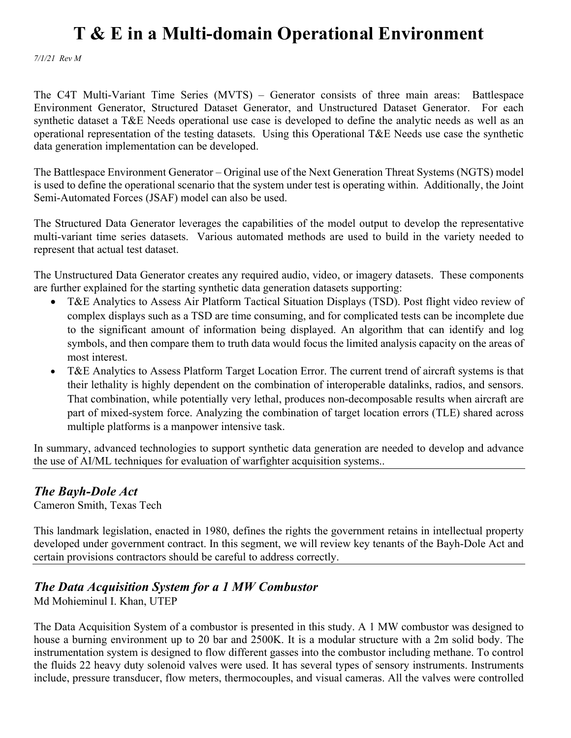# T & E in a Multi-domain Operational Environment

*7/1/21 Rev M*

The C4T Multi-Variant Time Series (MVTS) – Generator consists of three main areas: Battlespace Environment Generator, Structured Dataset Generator, and Unstructured Dataset Generator. For each synthetic dataset a T&E Needs operational use case is developed to define the analytic needs as well as an operational representation of the testing datasets. Using this Operational T&E Needs use case the synthetic data generation implementation can be developed.

The Battlespace Environment Generator – Original use of the Next Generation Threat Systems (NGTS) model is used to define the operational scenario that the system under test is operating within. Additionally, the Joint Semi-Automated Forces (JSAF) model can also be used.

The Structured Data Generator leverages the capabilities of the model output to develop the representative multi-variant time series datasets. Various automated methods are used to build in the variety needed to represent that actual test dataset.

The Unstructured Data Generator creates any required audio, video, or imagery datasets. These components are further explained for the starting synthetic data generation datasets supporting:

- T&E Analytics to Assess Air Platform Tactical Situation Displays (TSD). Post flight video review of complex displays such as a TSD are time consuming, and for complicated tests can be incomplete due to the significant amount of information being displayed. An algorithm that can identify and log symbols, and then compare them to truth data would focus the limited analysis capacity on the areas of most interest.
- T&E Analytics to Assess Platform Target Location Error. The current trend of aircraft systems is that their lethality is highly dependent on the combination of interoperable datalinks, radios, and sensors. That combination, while potentially very lethal, produces non-decomposable results when aircraft are part of mixed-system force. Analyzing the combination of target location errors (TLE) shared across multiple platforms is a manpower intensive task.

In summary, advanced technologies to support synthetic data generation are needed to develop and advance the use of AI/ML techniques for evaluation of warfighter acquisition systems..

---

## *The Bayh-Dole Act*

Cameron Smith, Texas Tech

This landmark legislation, enacted in 1980, defines the rights the government retains in intellectual property developed under government contract. In this segment, we will review key tenants of the Bayh-Dole Act and certain provisions contractors should be careful to address correctly.

---

## *The Data Acquisition System for a 1 MW Combustor*

Md Mohieminul I. Khan, UTEP

The Data Acquisition System of a combustor is presented in this study. A 1 MW combustor was designed to house a burning environment up to 20 bar and 2500K. It is a modular structure with a 2m solid body. The instrumentation system is designed to flow different gasses into the combustor including methane. To control the fluids 22 heavy duty solenoid valves were used. It has several types of sensory instruments. Instruments include, pressure transducer, flow meters, thermocouples, and visual cameras. All the valves were controlled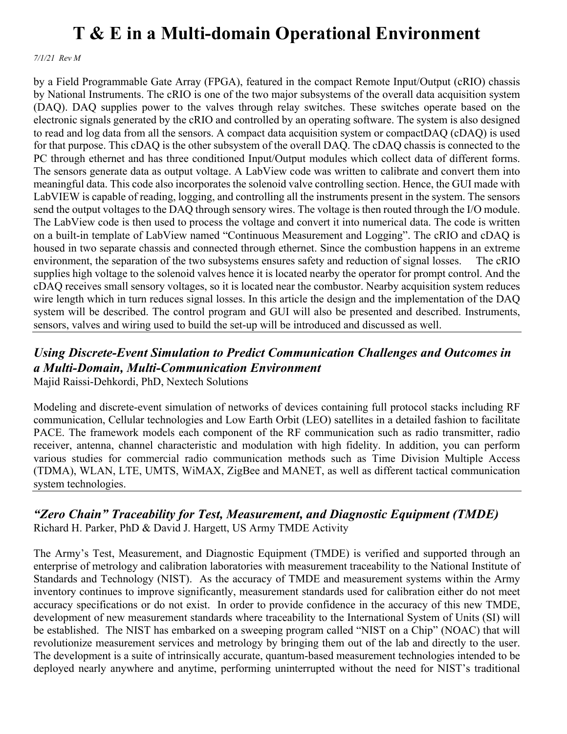by a Field Programmable Gate Array (FPGA), featured in the compact Remote Input/Output (cRIO) chassis by National Instruments. The cRIO is one of the two major subsystems of the overall data acquisition system (DAQ). DAQ supplies power to the valves through relay switches. These switches operate based on the electronic signals generated by the cRIO and controlled by an operating software. The system is also designed to read and log data from all the sensors. A compact data acquisition system or compactDAQ (cDAQ) is used for that purpose. This cDAQ is the other subsystem of the overall DAQ. The cDAQ chassis is connected to the PC through ethernet and has three conditioned Input/Output modules which collect data of different forms. The sensors generate data as output voltage. A LabView code was written to calibrate and convert them into meaningful data. This code also incorporates the solenoid valve controlling section. Hence, the GUI made with LabVIEW is capable of reading, logging, and controlling all the instruments present in the system. The sensors send the output voltages to the DAQ through sensory wires. The voltage is then routed through the I/O module. The LabView code is then used to process the voltage and convert it into numerical data. The code is written on a built-in template of LabView named "Continuous Measurement and Logging". The cRIO and cDAQ is housed in two separate chassis and connected through ethernet. Since the combustion happens in an extreme environment, the separation of the two subsystems ensures safety and reduction of signal losses. The cRIO supplies high voltage to the solenoid valves hence it is located nearby the operator for prompt control. And the cDAQ receives small sensory voltages, so it is located near the combustor. Nearby acquisition system reduces wire length which in turn reduces signal losses. In this article the design and the implementation of the DAQ system will be described. The control program and GUI will also be presented and described. Instruments, sensors, valves and wiring used to build the set-up will be introduced and discussed as well.

---

### *Using Discrete-Event Simulation to Predict Communication Challenges and Outcomes in a Multi-Domain, Multi-Communication Environment*

Majid Raissi-Dehkordi, PhD, Nextech Solutions

Modeling and discrete-event simulation of networks of devices containing full protocol stacks including RF communication, Cellular technologies and Low Earth Orbit (LEO) satellites in a detailed fashion to facilitate PACE. The framework models each component of the RF communication such as radio transmitter, radio receiver, antenna, channel characteristic and modulation with high fidelity. In addition, you can perform various studies for commercial radio communication methods such as Time Division Multiple Access (TDMA), WLAN, LTE, UMTS, WiMAX, ZigBee and MANET, as well as different tactical communication system technologies.

---

### *"Zero Chain" Traceability for Test, Measurement, and Diagnostic Equipment (TMDE)*

Richard H. Parker, PhD & David J. Hargett, US Army TMDE Activity

The Army's Test, Measurement, and Diagnostic Equipment (TMDE) is verified and supported through an enterprise of metrology and calibration laboratories with measurement traceability to the National Institute of Standards and Technology (NIST). As the accuracy of TMDE and measurement systems within the Army inventory continues to improve significantly, measurement standards used for calibration either do not meet accuracy specifications or do not exist. In order to provide confidence in the accuracy of this new TMDE, development of new measurement standards where traceability to the International System of Units (SI) will be established. The NIST has embarked on a sweeping program called "NIST on a Chip" (NOAC) that will revolutionize measurement services and metrology by bringing them out of the lab and directly to the user. The development is a suite of intrinsically accurate, quantum-based measurement technologies intended to be deployed nearly anywhere and anytime, performing uninterrupted without the need for NIST's traditional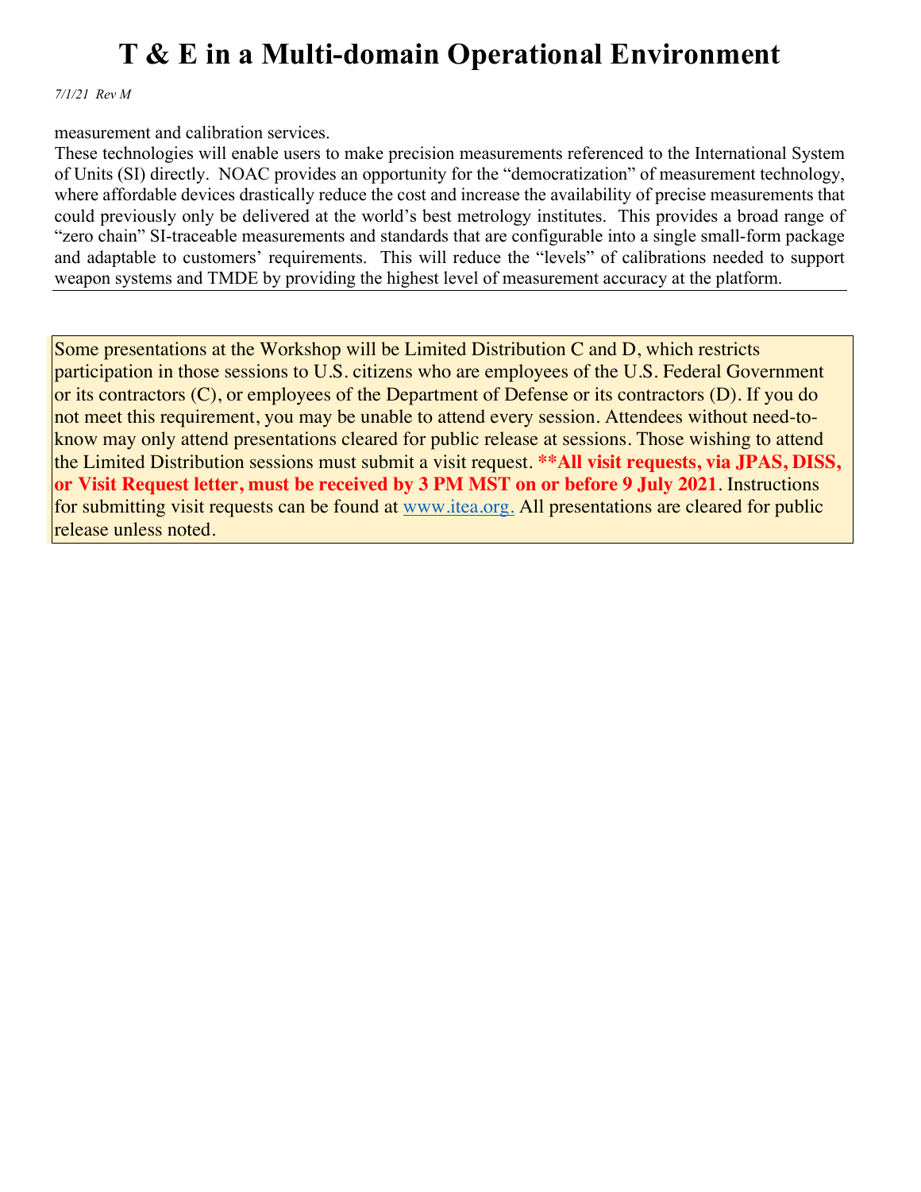measurement and calibration services.

These technologies will enable users to make precision measurements referenced to the International System of Units (SI) directly. NOAC provides an opportunity for the "democratization" of measurement technology, where affordable devices drastically reduce the cost and increase the availability of precise measurements that could previously only be delivered at the world's best metrology institutes. This provides a broad range of "zero chain" SI-traceable measurements and standards that are configurable into a single small-form package and adaptable to customers' requirements. This will reduce the "levels" of calibrations needed to support weapon systems and TMDE by providing the highest level of measurement accuracy at the platform.

---

Some presentations at the Workshop will be Limited Distribution C and D, which restricts participation in those sessions to U.S. citizens who are employees of the U.S. Federal Government or its contractors (C), or employees of the Department of Defense or its contractors (D). If you do not meet this requirement, you may be unable to attend every session. Attendees without need-to-know may only attend presentations cleared for public release at sessions. Those wishing to attend the Limited Distribution sessions must submit a visit request. **\*\*All visit requests, via JPAS, DISS, or Visit Request letter, must be received by 3 PM MST on or before 9 July 2021**. Instructions for submitting visit requests can be found at [www.itea.org.](http://www.itea.org) All presentations are cleared for public release unless noted.